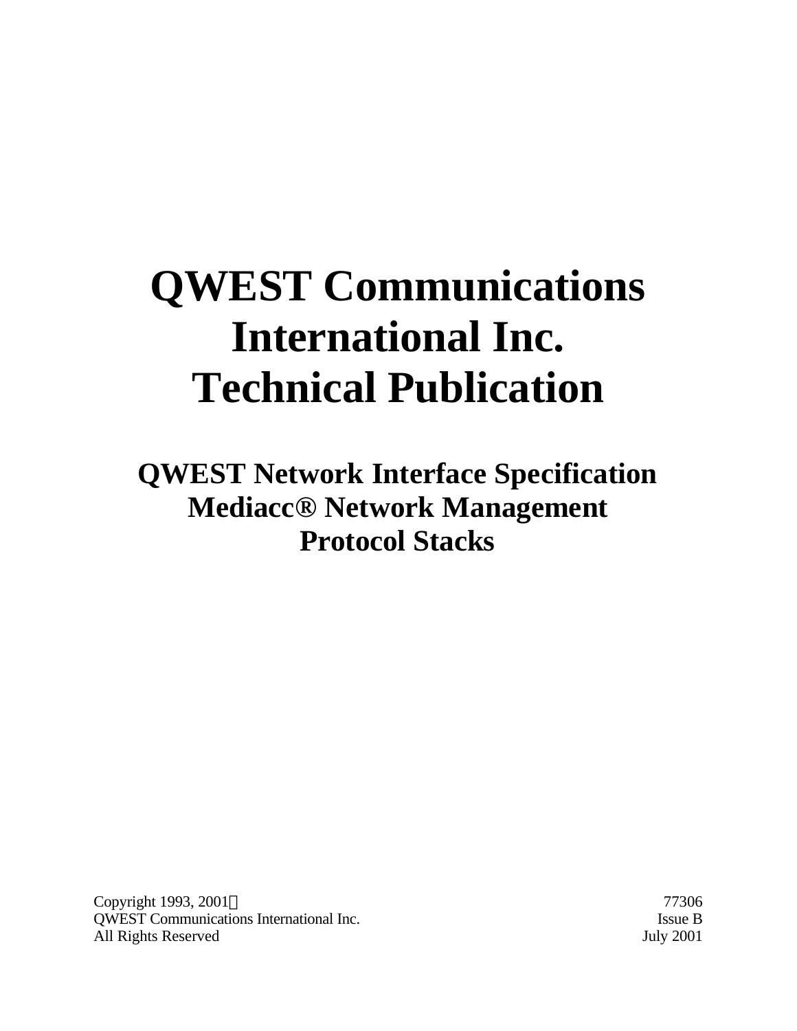# QWEST Communications International Inc. Technical Publication

## QWEST Network Interface Specification Mediacc® Network Management Protocol Stacks

Copyright 1993, 2001© 77306
QWEST Communications International Inc. Issue B
All Rights Reserved July 2001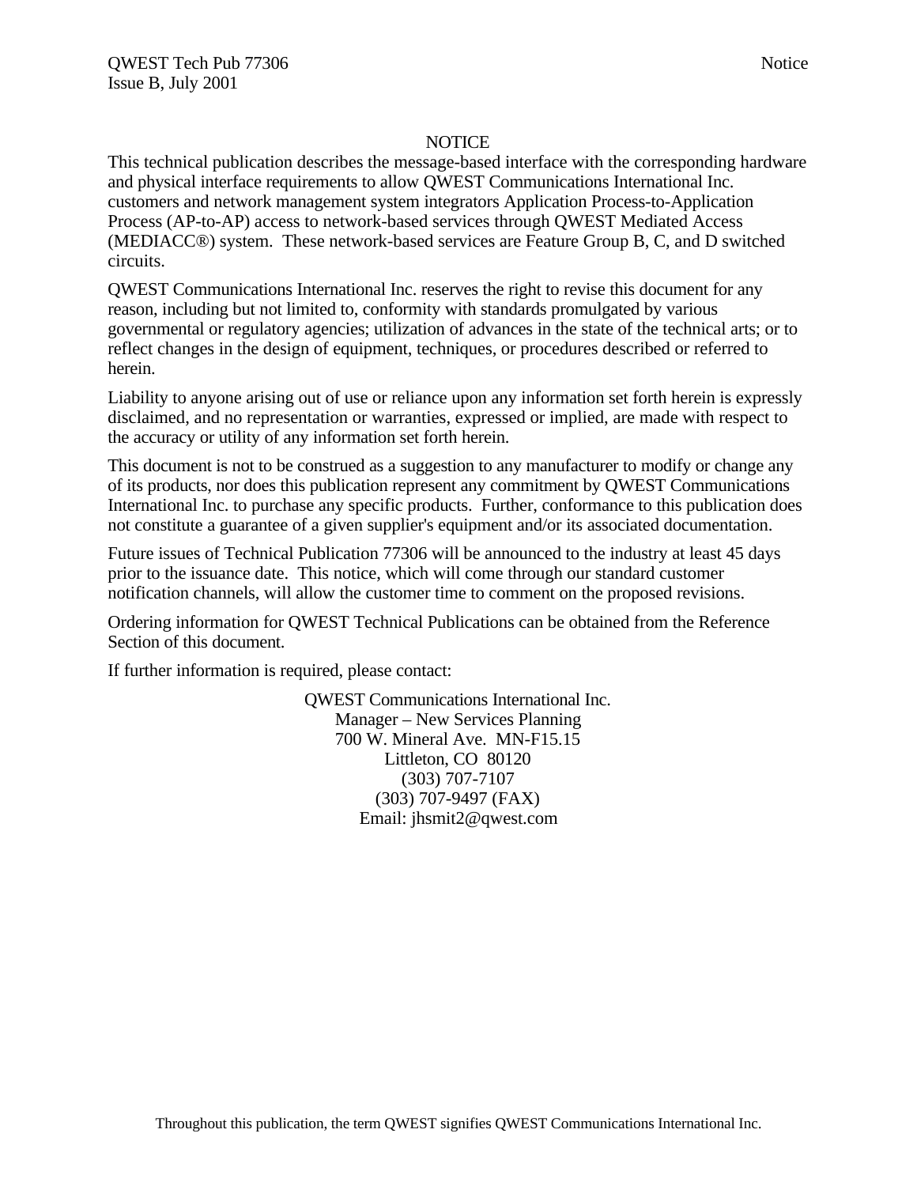# NOTICE

This technical publication describes the message-based interface with the corresponding hardware and physical interface requirements to allow QWEST Communications International Inc. customers and network management system integrators Application Process-to-Application Process (AP-to-AP) access to network-based services through QWEST Mediated Access (MEDIACC®) system. These network-based services are Feature Group B, C, and D switched circuits.

QWEST Communications International Inc. reserves the right to revise this document for any reason, including but not limited to, conformity with standards promulgated by various governmental or regulatory agencies; utilization of advances in the state of the technical arts; or to reflect changes in the design of equipment, techniques, or procedures described or referred to herein.

Liability to anyone arising out of use or reliance upon any information set forth herein is expressly disclaimed, and no representation or warranties, expressed or implied, are made with respect to the accuracy or utility of any information set forth herein.

This document is not to be construed as a suggestion to any manufacturer to modify or change any of its products, nor does this publication represent any commitment by QWEST Communications International Inc. to purchase any specific products. Further, conformance to this publication does not constitute a guarantee of a given supplier's equipment and/or its associated documentation.

Future issues of Technical Publication 77306 will be announced to the industry at least 45 days prior to the issuance date. This notice, which will come through our standard customer notification channels, will allow the customer time to comment on the proposed revisions.

Ordering information for QWEST Technical Publications can be obtained from the Reference Section of this document.

If further information is required, please contact:

QWEST Communications International Inc.
Manager – New Services Planning
700 W. Mineral Ave. MN-F15.15
Littleton, CO 80120
(303) 707-7107
(303) 707-9497 (FAX)
Email: jhsmit2@qwest.com

Throughout this publication, the term QWEST signifies QWEST Communications International Inc.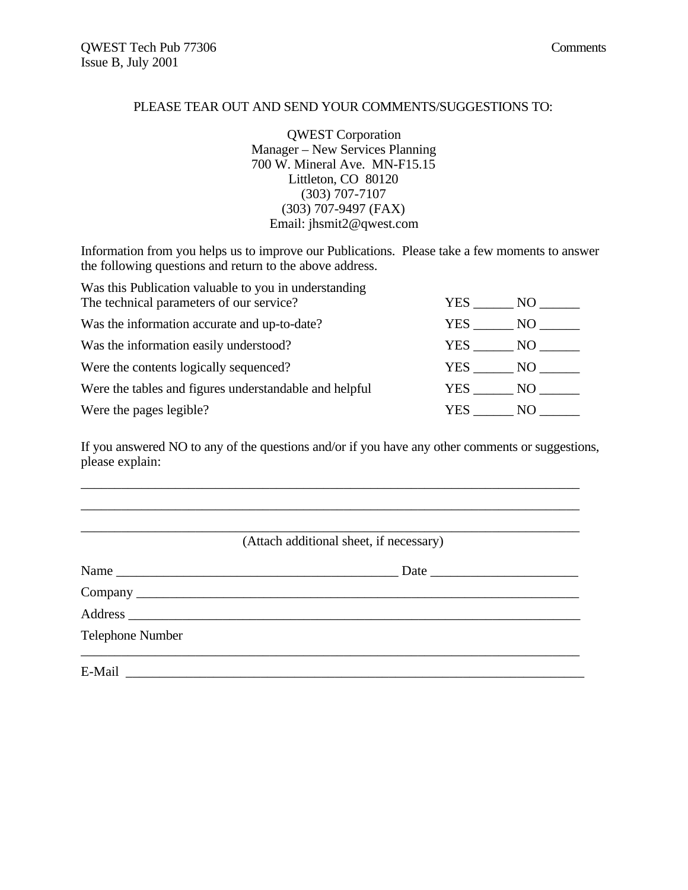PLEASE TEAR OUT AND SEND YOUR COMMENTS/SUGGESTIONS TO:

QWEST Corporation
Manager – New Services Planning
700 W. Mineral Ave. MN-F15.15
Littleton, CO 80120
(303) 707-7107
(303) 707-9497 (FAX)
Email: jhsmit2@qwest.com

Information from you helps us to improve our Publications. Please take a few moments to answer the following questions and return to the above address.

| | |
|---|---|
| Was this Publication valuable to you in understanding The technical parameters of our service? | YES ______ NO ______ |
| Was the information accurate and up-to-date? | YES ______ NO ______ |
| Was the information easily understood? | YES ______ NO ______ |
| Were the contents logically sequenced? | YES ______ NO ______ |
| Were the tables and figures understandable and helpful | YES ______ NO ______ |
| Were the pages legible? | YES ______ NO ______ |

If you answered NO to any of the questions and/or if you have any other comments or suggestions, please explain:

_____________________________________________________________________________

_____________________________________________________________________________

_____________________________________________________________________________

(Attach additional sheet, if necessary)

Name ___________________________________________ Date ______________________

Company ________________________________________________________________

Address _________________________________________________________________

Telephone Number
_____________________________________________________________________________

E-Mail __________________________________________________________________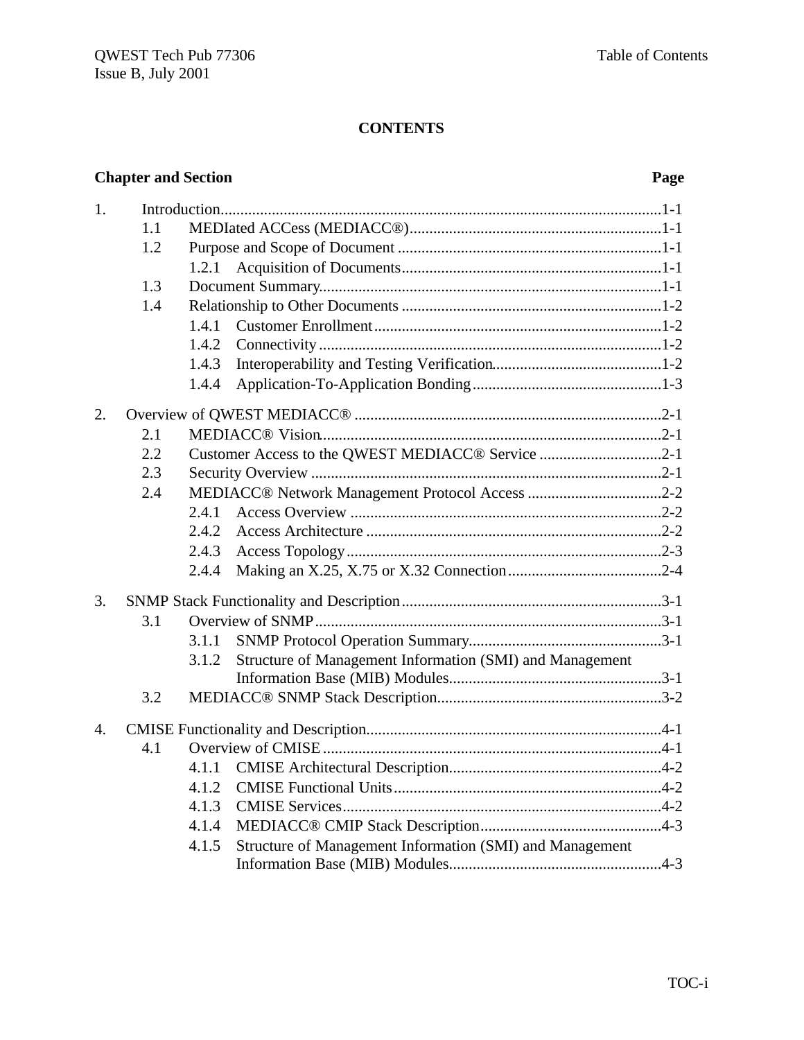# CONTENTS

| Chapter and Section | Page |
|---|---|
| 1. Introduction | 1-1 |
| 1.1 MEDIated ACCess (MEDIACC®) | 1-1 |
| 1.2 Purpose and Scope of Document | 1-1 |
| 1.2.1 Acquisition of Documents | 1-1 |
| 1.3 Document Summary | 1-1 |
| 1.4 Relationship to Other Documents | 1-2 |
| 1.4.1 Customer Enrollment | 1-2 |
| 1.4.2 Connectivity | 1-2 |
| 1.4.3 Interoperability and Testing Verification | 1-2 |
| 1.4.4 Application-To-Application Bonding | 1-3 |
| 2. Overview of QWEST MEDIACC® | 2-1 |
| 2.1 MEDIACC® Vision | 2-1 |
| 2.2 Customer Access to the QWEST MEDIACC® Service | 2-1 |
| 2.3 Security Overview | 2-1 |
| 2.4 MEDIACC® Network Management Protocol Access | 2-2 |
| 2.4.1 Access Overview | 2-2 |
| 2.4.2 Access Architecture | 2-2 |
| 2.4.3 Access Topology | 2-3 |
| 2.4.4 Making an X.25, X.75 or X.32 Connection | 2-4 |
| 3. SNMP Stack Functionality and Description | 3-1 |
| 3.1 Overview of SNMP | 3-1 |
| 3.1.1 SNMP Protocol Operation Summary | 3-1 |
| 3.1.2 Structure of Management Information (SMI) and Management Information Base (MIB) Modules | 3-1 |
| 3.2 MEDIACC® SNMP Stack Description | 3-2 |
| 4. CMISE Functionality and Description | 4-1 |
| 4.1 Overview of CMISE | 4-1 |
| 4.1.1 CMISE Architectural Description | 4-2 |
| 4.1.2 CMISE Functional Units | 4-2 |
| 4.1.3 CMISE Services | 4-2 |
| 4.1.4 MEDIACC® CMIP Stack Description | 4-3 |
| 4.1.5 Structure of Management Information (SMI) and Management Information Base (MIB) Modules | 4-3 |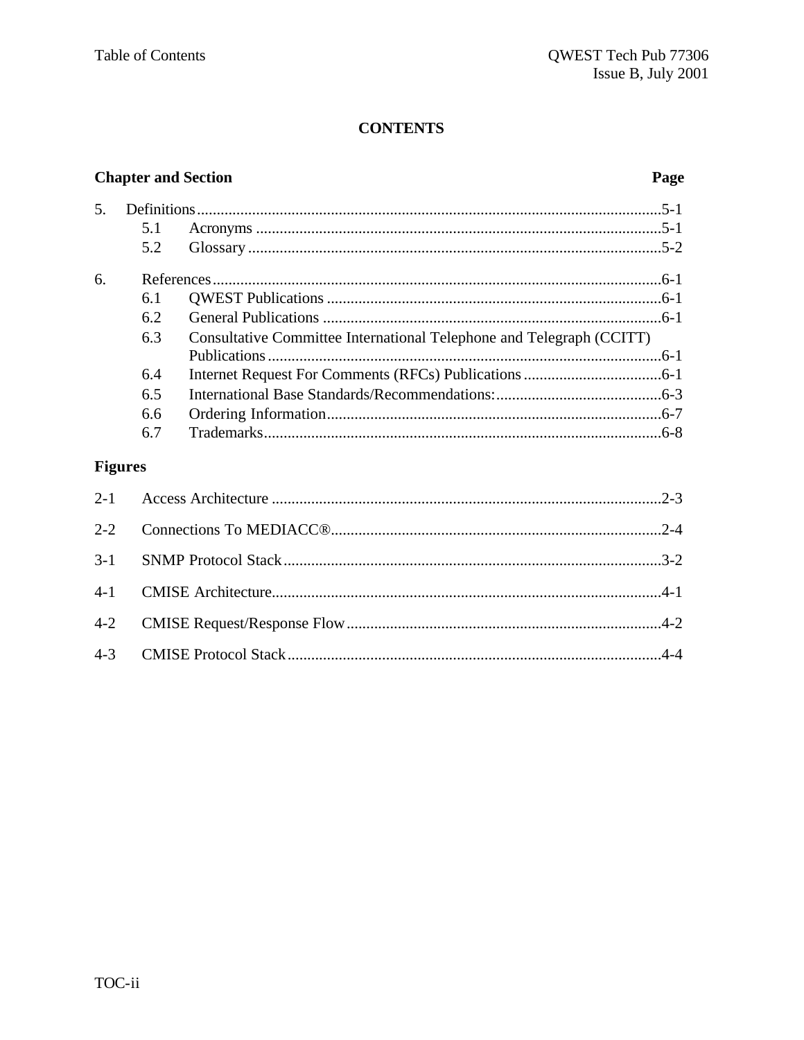# CONTENTS

| Chapter and Section | | Page |
|---|---|---|
| 5. | Definitions | 5-1 |
| 5.1 | Acronyms | 5-1 |
| 5.2 | Glossary | 5-2 |
| 6. | References | 6-1 |
| 6.1 | QWEST Publications | 6-1 |
| 6.2 | General Publications | 6-1 |
| 6.3 | Consultative Committee International Telephone and Telegraph (CCITT) Publications | 6-1 |
| 6.4 | Internet Request For Comments (RFCs) Publications | 6-1 |
| 6.5 | International Base Standards/Recommendations: | 6-3 |
| 6.6 | Ordering Information | 6-7 |
| 6.7 | Trademarks | 6-8 |

## Figures

| | | |
|---|---|---|
| 2-1 | Access Architecture | 2-3 |
| 2-2 | Connections To MEDIACC® | 2-4 |
| 3-1 | SNMP Protocol Stack | 3-2 |
| 4-1 | CMISE Architecture | 4-1 |
| 4-2 | CMISE Request/Response Flow | 4-2 |
| 4-3 | CMISE Protocol Stack | 4-4 |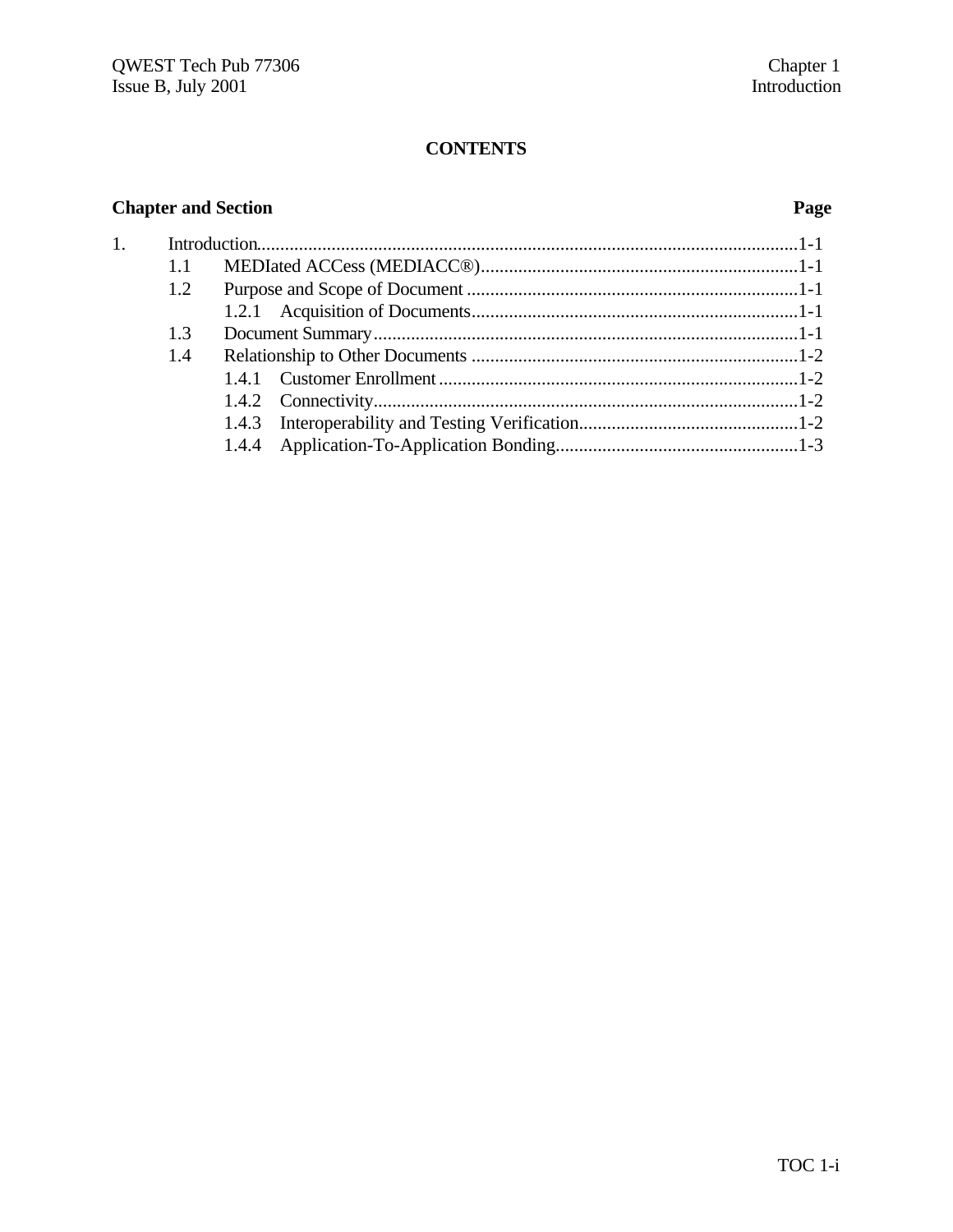# CONTENTS

**Chapter and Section** **Page**

| Chapter and Section | | | Page |
|---|---|---|---|
| 1. | Introduction | | 1-1 |
| | 1.1 | MEDIated ACCess (MEDIACC®) | 1-1 |
| | 1.2 | Purpose and Scope of Document | 1-1 |
| | | 1.2.1 Acquisition of Documents | 1-1 |
| | 1.3 | Document Summary | 1-1 |
| | 1.4 | Relationship to Other Documents | 1-2 |
| | | 1.4.1 Customer Enrollment | 1-2 |
| | | 1.4.2 Connectivity | 1-2 |
| | | 1.4.3 Interoperability and Testing Verification | 1-2 |
| | | 1.4.4 Application-To-Application Bonding | 1-3 |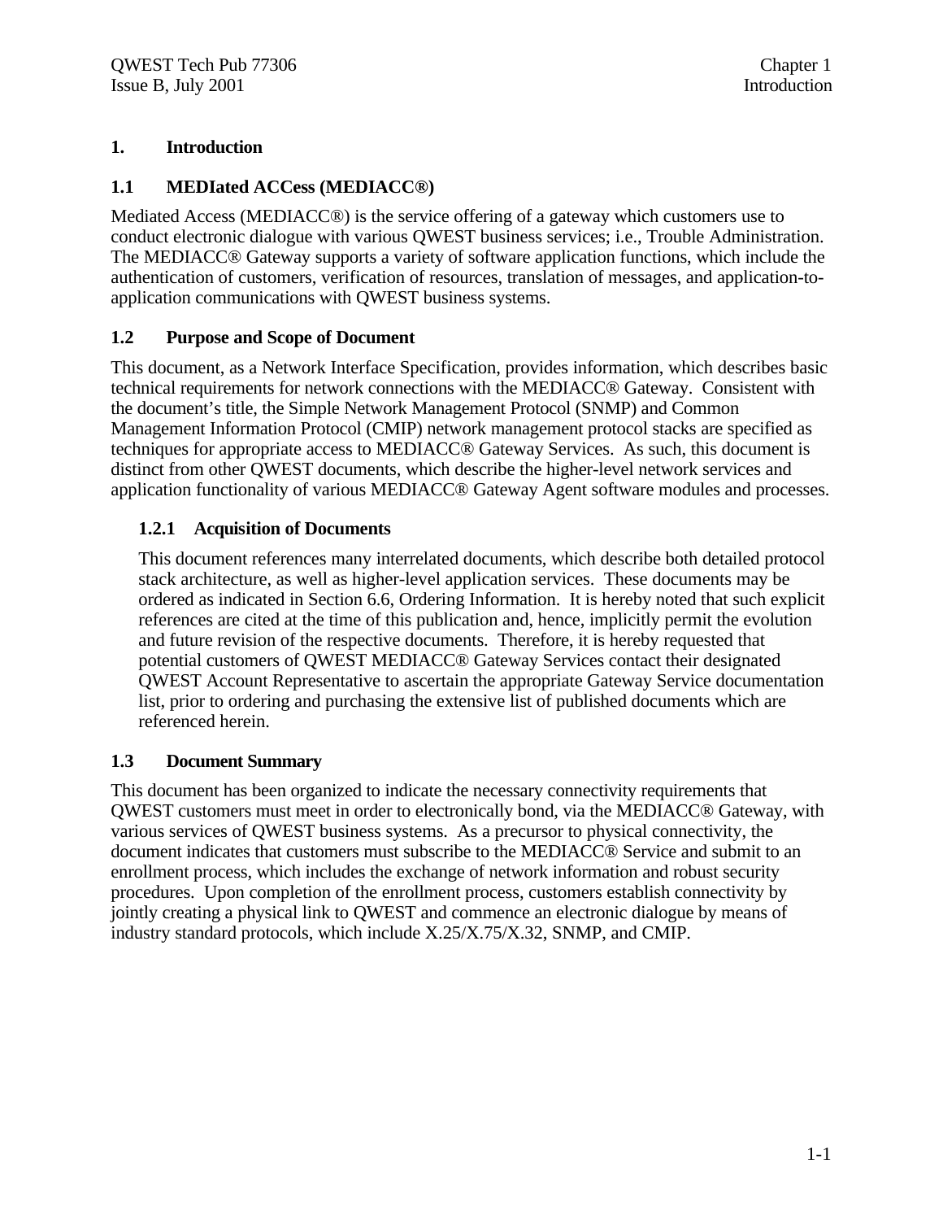# 1. Introduction

## 1.1 MEDIated ACCess (MEDIACC®)

Mediated Access (MEDIACC®) is the service offering of a gateway which customers use to conduct electronic dialogue with various QWEST business services; i.e., Trouble Administration. The MEDIACC® Gateway supports a variety of software application functions, which include the authentication of customers, verification of resources, translation of messages, and application-to-application communications with QWEST business systems.

## 1.2 Purpose and Scope of Document

This document, as a Network Interface Specification, provides information, which describes basic technical requirements for network connections with the MEDIACC® Gateway. Consistent with the document's title, the Simple Network Management Protocol (SNMP) and Common Management Information Protocol (CMIP) network management protocol stacks are specified as techniques for appropriate access to MEDIACC® Gateway Services. As such, this document is distinct from other QWEST documents, which describe the higher-level network services and application functionality of various MEDIACC® Gateway Agent software modules and processes.

### 1.2.1 Acquisition of Documents

This document references many interrelated documents, which describe both detailed protocol stack architecture, as well as higher-level application services. These documents may be ordered as indicated in Section 6.6, Ordering Information. It is hereby noted that such explicit references are cited at the time of this publication and, hence, implicitly permit the evolution and future revision of the respective documents. Therefore, it is hereby requested that potential customers of QWEST MEDIACC® Gateway Services contact their designated QWEST Account Representative to ascertain the appropriate Gateway Service documentation list, prior to ordering and purchasing the extensive list of published documents which are referenced herein.

## 1.3 Document Summary

This document has been organized to indicate the necessary connectivity requirements that QWEST customers must meet in order to electronically bond, via the MEDIACC® Gateway, with various services of QWEST business systems. As a precursor to physical connectivity, the document indicates that customers must subscribe to the MEDIACC® Service and submit to an enrollment process, which includes the exchange of network information and robust security procedures. Upon completion of the enrollment process, customers establish connectivity by jointly creating a physical link to QWEST and commence an electronic dialogue by means of industry standard protocols, which include X.25/X.75/X.32, SNMP, and CMIP.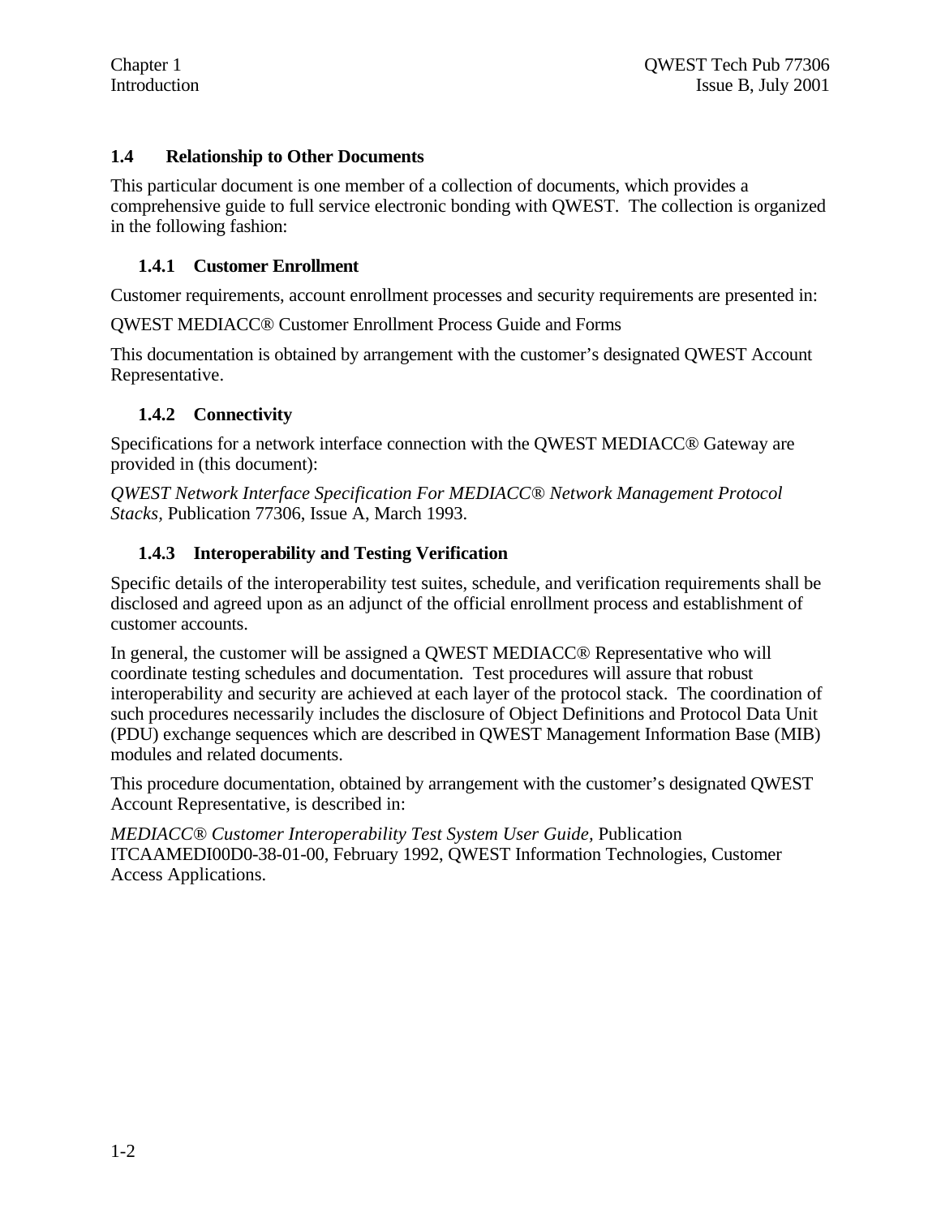## 1.4 Relationship to Other Documents

This particular document is one member of a collection of documents, which provides a comprehensive guide to full service electronic bonding with QWEST. The collection is organized in the following fashion:

### 1.4.1 Customer Enrollment

Customer requirements, account enrollment processes and security requirements are presented in:

QWEST MEDIACC® Customer Enrollment Process Guide and Forms

This documentation is obtained by arrangement with the customer's designated QWEST Account Representative.

### 1.4.2 Connectivity

Specifications for a network interface connection with the QWEST MEDIACC® Gateway are provided in (this document):

*QWEST Network Interface Specification For MEDIACC® Network Management Protocol Stacks*, Publication 77306, Issue A, March 1993.

### 1.4.3 Interoperability and Testing Verification

Specific details of the interoperability test suites, schedule, and verification requirements shall be disclosed and agreed upon as an adjunct of the official enrollment process and establishment of customer accounts.

In general, the customer will be assigned a QWEST MEDIACC® Representative who will coordinate testing schedules and documentation. Test procedures will assure that robust interoperability and security are achieved at each layer of the protocol stack. The coordination of such procedures necessarily includes the disclosure of Object Definitions and Protocol Data Unit (PDU) exchange sequences which are described in QWEST Management Information Base (MIB) modules and related documents.

This procedure documentation, obtained by arrangement with the customer's designated QWEST Account Representative, is described in:

*MEDIACC® Customer Interoperability Test System User Guide*, Publication ITCAAMEDI00D0-38-01-00, February 1992, QWEST Information Technologies, Customer Access Applications.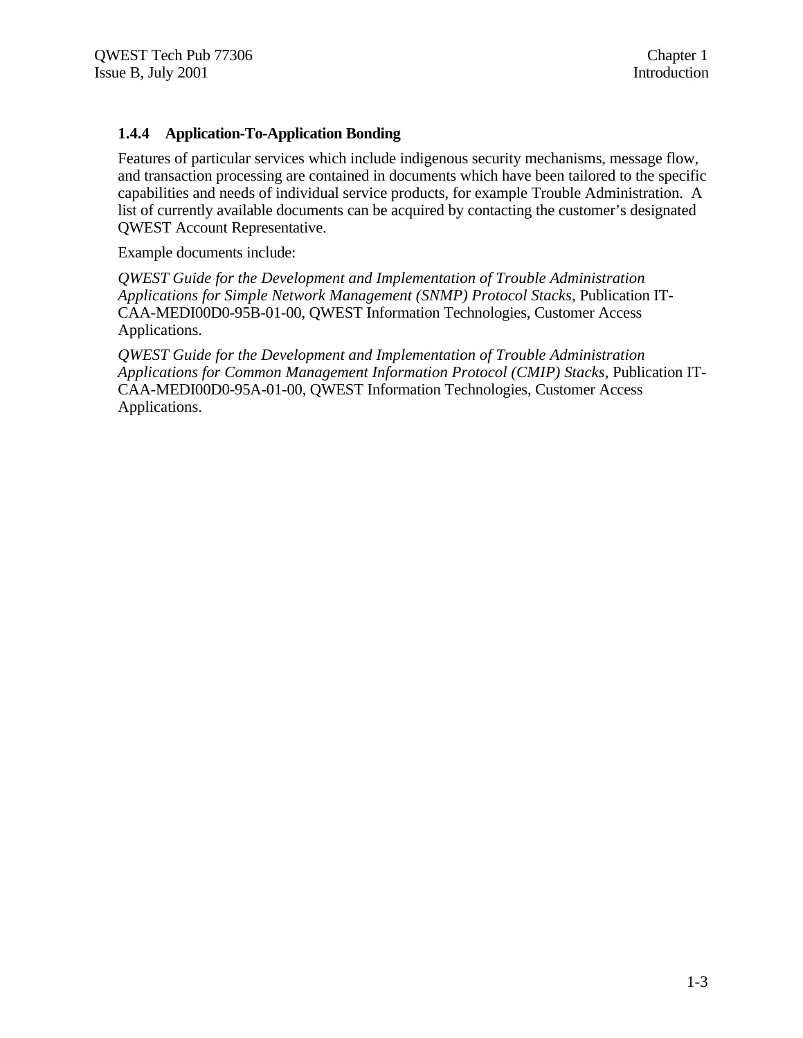### 1.4.4 Application-To-Application Bonding

Features of particular services which include indigenous security mechanisms, message flow, and transaction processing are contained in documents which have been tailored to the specific capabilities and needs of individual service products, for example Trouble Administration. A list of currently available documents can be acquired by contacting the customer's designated QWEST Account Representative.

Example documents include:

*QWEST Guide for the Development and Implementation of Trouble Administration Applications for Simple Network Management (SNMP) Protocol Stacks,* Publication IT-CAA-MEDI00D0-95B-01-00, QWEST Information Technologies, Customer Access Applications.

*QWEST Guide for the Development and Implementation of Trouble Administration Applications for Common Management Information Protocol (CMIP) Stacks,* Publication IT-CAA-MEDI00D0-95A-01-00, QWEST Information Technologies, Customer Access Applications.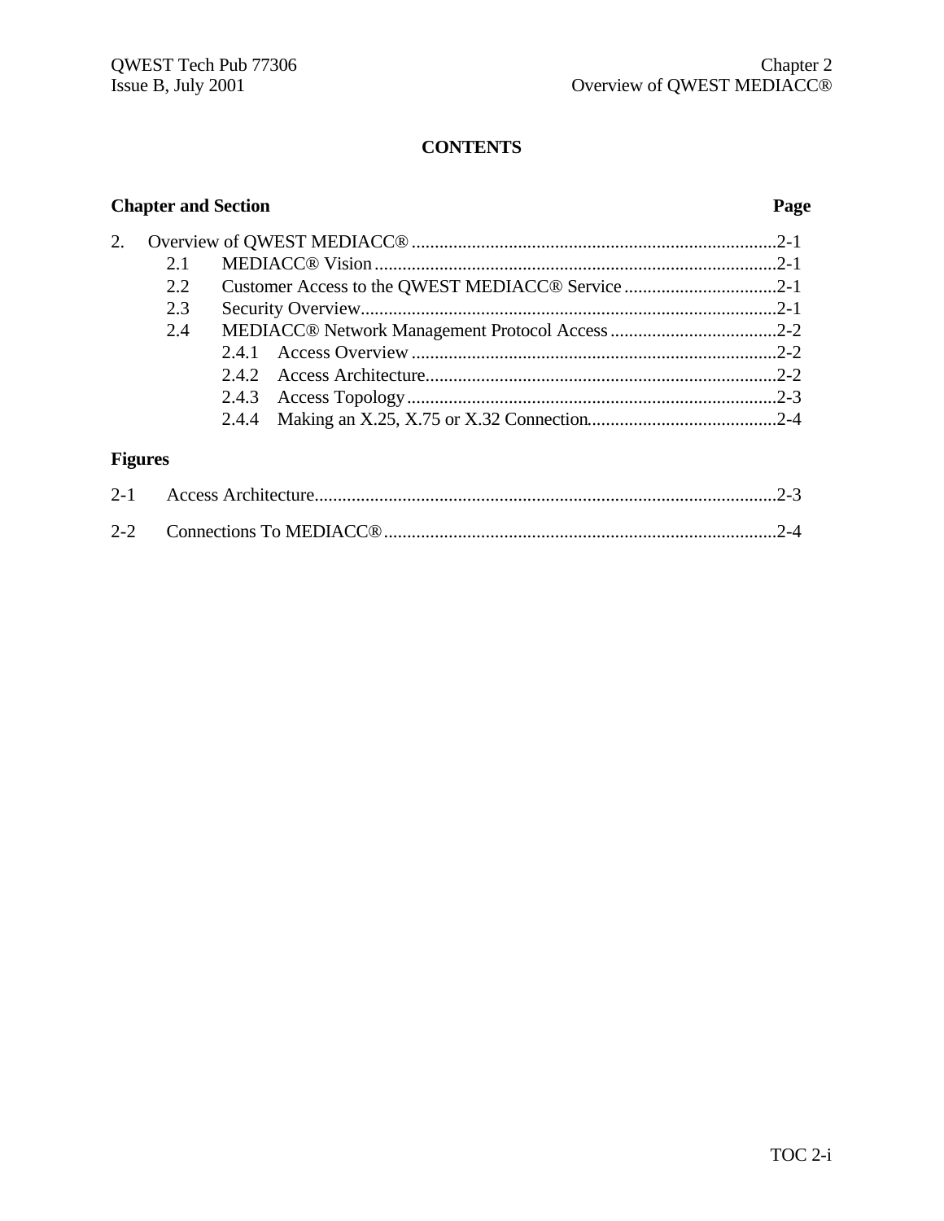# CONTENTS

| Chapter and Section | Page |
|---|---|
| 2. Overview of QWEST MEDIACC® | 2-1 |
| 2.1 MEDIACC® Vision | 2-1 |
| 2.2 Customer Access to the QWEST MEDIACC® Service | 2-1 |
| 2.3 Security Overview | 2-1 |
| 2.4 MEDIACC® Network Management Protocol Access | 2-2 |
| 2.4.1 Access Overview | 2-2 |
| 2.4.2 Access Architecture | 2-2 |
| 2.4.3 Access Topology | 2-3 |
| 2.4.4 Making an X.25, X.75 or X.32 Connection | 2-4 |

**Figures**

| | |
|---|---|
| 2-1 Access Architecture | 2-3 |
| 2-2 Connections To MEDIACC® | 2-4 |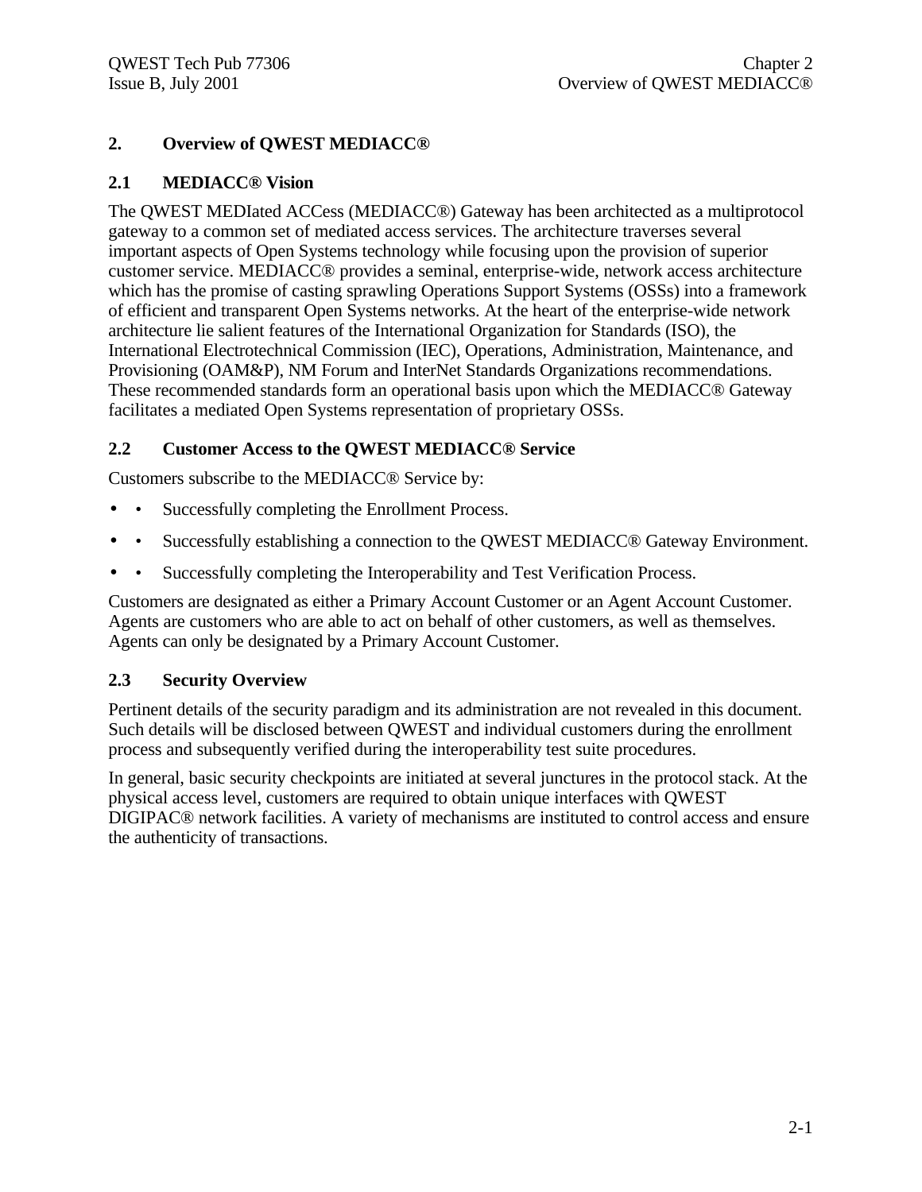# 2. Overview of QWEST MEDIACC®

## 2.1 MEDIACC® Vision

The QWEST MEDIated ACCess (MEDIACC®) Gateway has been architected as a multiprotocol gateway to a common set of mediated access services. The architecture traverses several important aspects of Open Systems technology while focusing upon the provision of superior customer service. MEDIACC® provides a seminal, enterprise-wide, network access architecture which has the promise of casting sprawling Operations Support Systems (OSSs) into a framework of efficient and transparent Open Systems networks. At the heart of the enterprise-wide network architecture lie salient features of the International Organization for Standards (ISO), the International Electrotechnical Commission (IEC), Operations, Administration, Maintenance, and Provisioning (OAM&P), NM Forum and InterNet Standards Organizations recommendations. These recommended standards form an operational basis upon which the MEDIACC® Gateway facilitates a mediated Open Systems representation of proprietary OSSs.

## 2.2 Customer Access to the QWEST MEDIACC® Service

Customers subscribe to the MEDIACC® Service by:

- Successfully completing the Enrollment Process.
- Successfully establishing a connection to the QWEST MEDIACC® Gateway Environment.
- Successfully completing the Interoperability and Test Verification Process.

Customers are designated as either a Primary Account Customer or an Agent Account Customer. Agents are customers who are able to act on behalf of other customers, as well as themselves. Agents can only be designated by a Primary Account Customer.

## 2.3 Security Overview

Pertinent details of the security paradigm and its administration are not revealed in this document. Such details will be disclosed between QWEST and individual customers during the enrollment process and subsequently verified during the interoperability test suite procedures.

In general, basic security checkpoints are initiated at several junctures in the protocol stack. At the physical access level, customers are required to obtain unique interfaces with QWEST DIGIPAC® network facilities. A variety of mechanisms are instituted to control access and ensure the authenticity of transactions.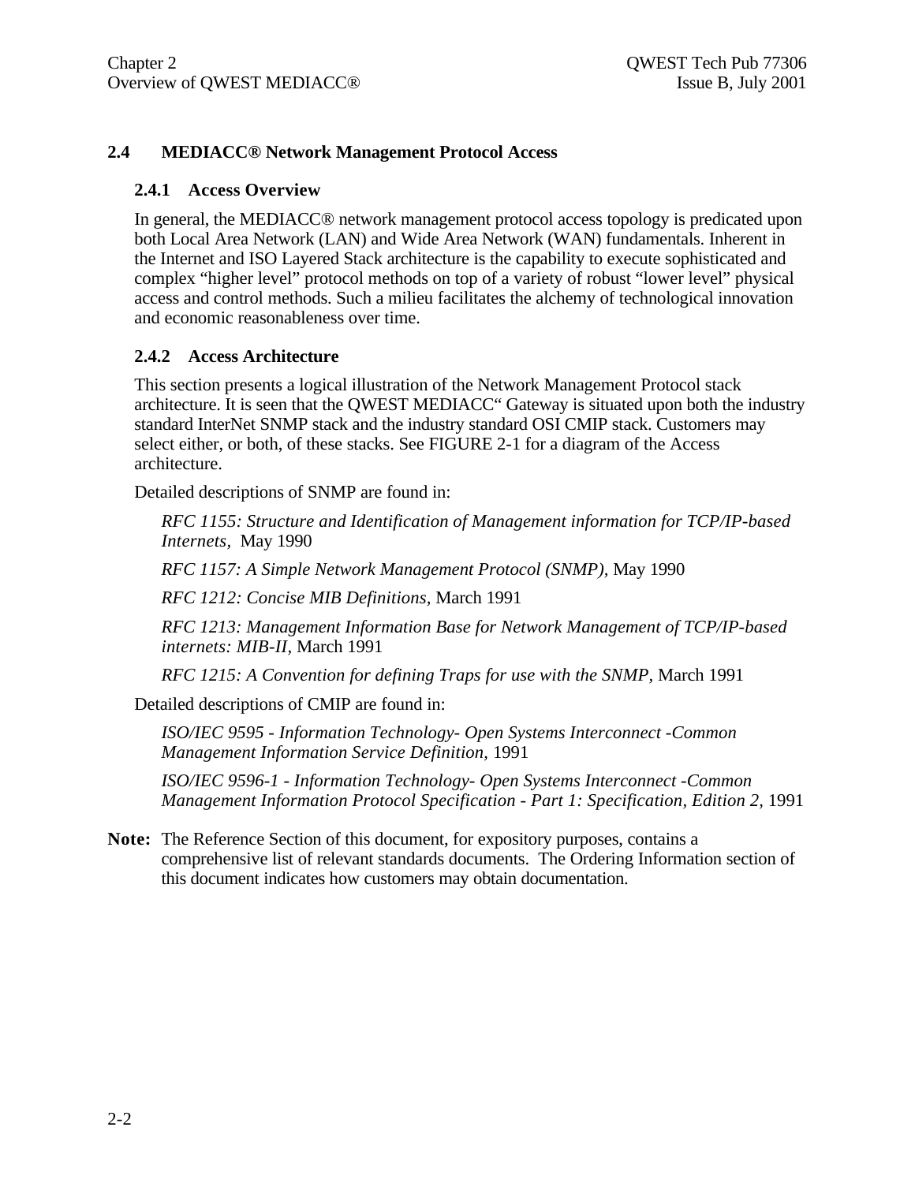## 2.4 MEDIACC® Network Management Protocol Access

### 2.4.1 Access Overview

In general, the MEDIACC® network management protocol access topology is predicated upon both Local Area Network (LAN) and Wide Area Network (WAN) fundamentals. Inherent in the Internet and ISO Layered Stack architecture is the capability to execute sophisticated and complex "higher level" protocol methods on top of a variety of robust "lower level" physical access and control methods. Such a milieu facilitates the alchemy of technological innovation and economic reasonableness over time.

### 2.4.2 Access Architecture

This section presents a logical illustration of the Network Management Protocol stack architecture. It is seen that the QWEST MEDIACC" Gateway is situated upon both the industry standard InterNet SNMP stack and the industry standard OSI CMIP stack. Customers may select either, or both, of these stacks. See FIGURE 2-1 for a diagram of the Access architecture.

Detailed descriptions of SNMP are found in:

*RFC 1155: Structure and Identification of Management information for TCP/IP-based Internets*, May 1990

*RFC 1157: A Simple Network Management Protocol (SNMP)*, May 1990

*RFC 1212: Concise MIB Definitions*, March 1991

*RFC 1213: Management Information Base for Network Management of TCP/IP-based internets: MIB-II*, March 1991

*RFC 1215: A Convention for defining Traps for use with the SNMP*, March 1991

Detailed descriptions of CMIP are found in:

*ISO/IEC 9595 - Information Technology- Open Systems Interconnect -Common Management Information Service Definition*, 1991

*ISO/IEC 9596-1 - Information Technology- Open Systems Interconnect -Common Management Information Protocol Specification - Part 1: Specification, Edition 2*, 1991

**Note:** The Reference Section of this document, for expository purposes, contains a comprehensive list of relevant standards documents. The Ordering Information section of this document indicates how customers may obtain documentation.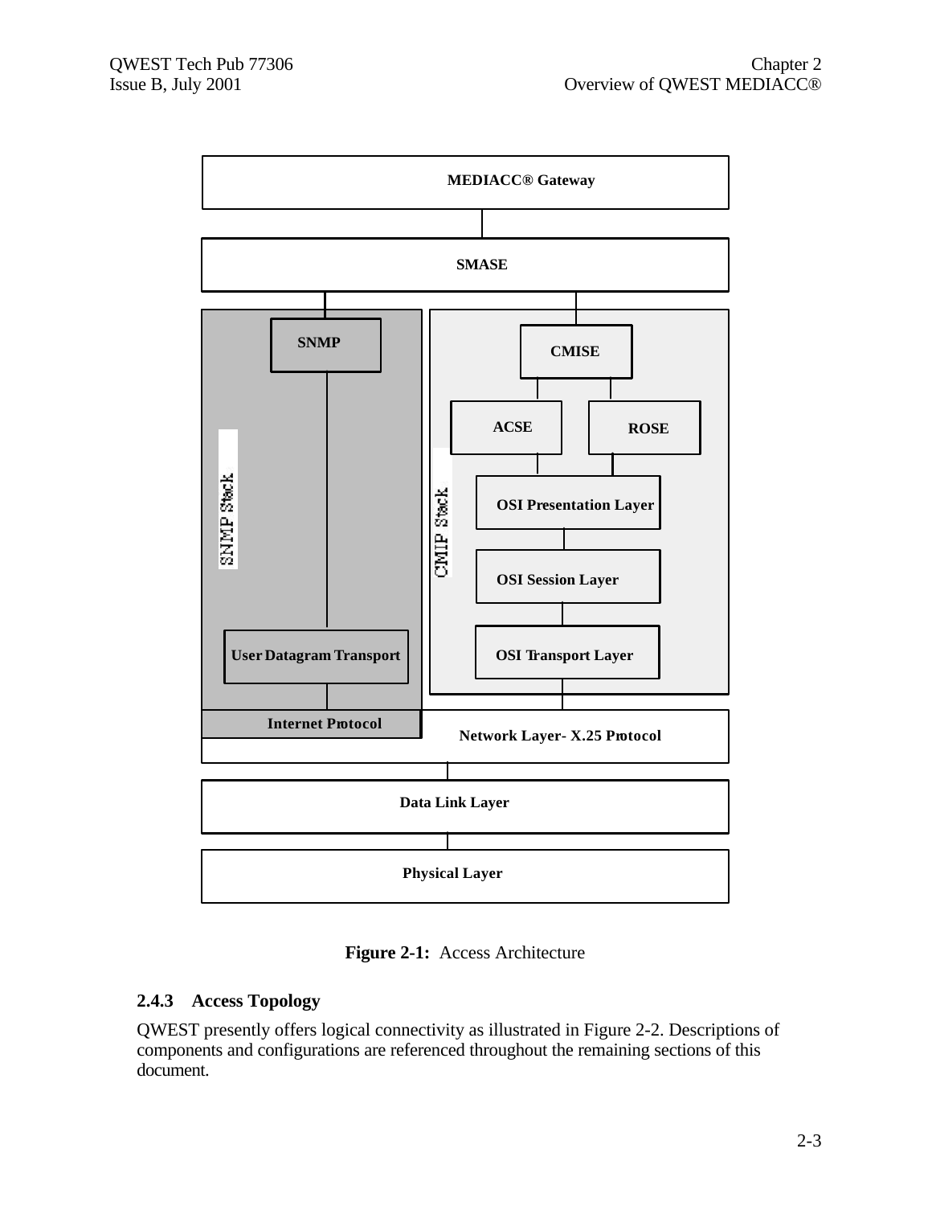MEDIACC® Gateway

SMASE

SNMP

CMISE

ACSE

ROSE

SNMP Stack

CMIP Stack

OSI Presentation Layer

OSI Session Layer

User Datagram Transport

OSI Transport Layer

Internet Protocol

Network Layer- X.25 Protocol

Data Link Layer

Physical Layer

**Figure 2-1:** Access Architecture

### 2.4.3 Access Topology

QWEST presently offers logical connectivity as illustrated in Figure 2-2. Descriptions of components and configurations are referenced throughout the remaining sections of this document.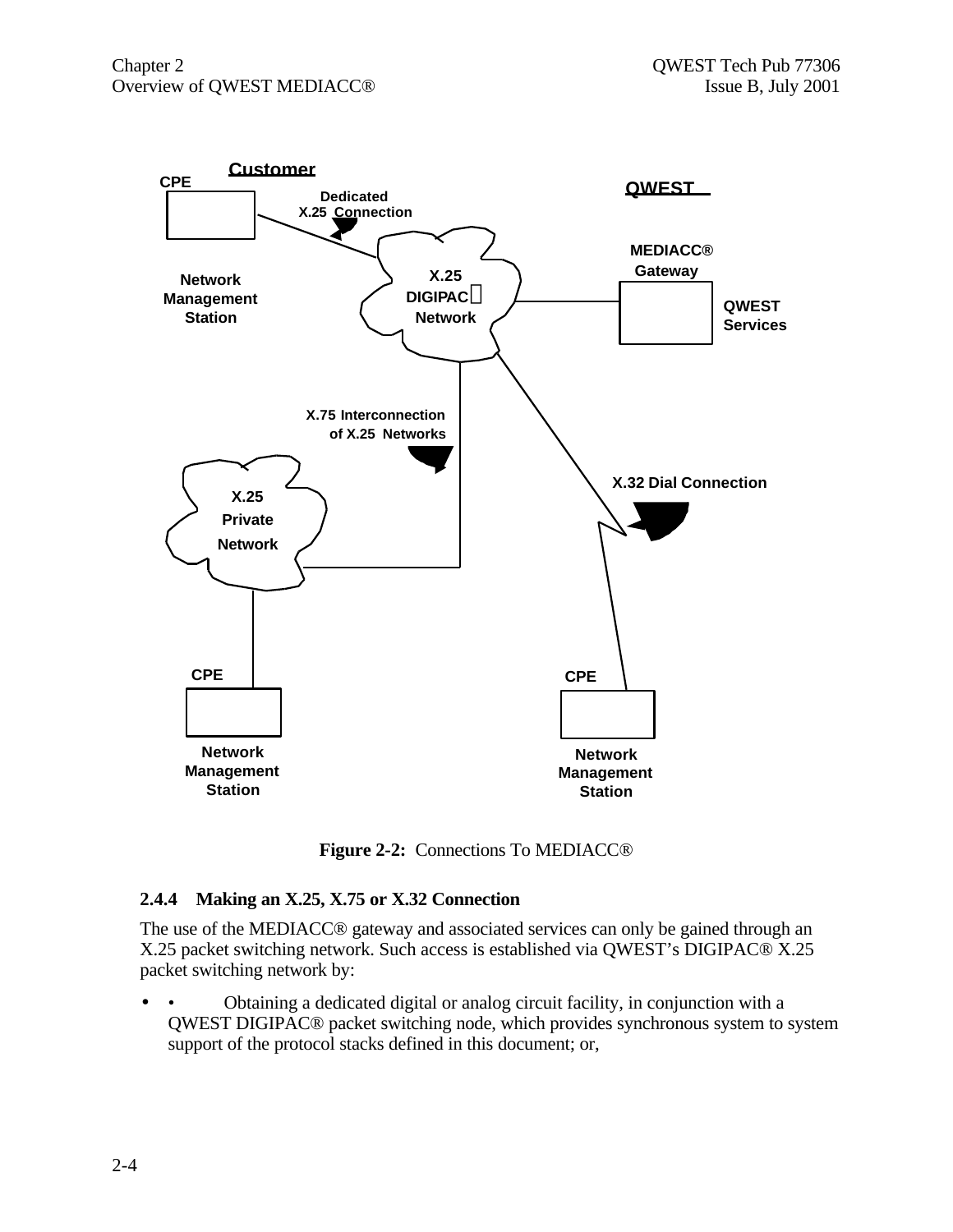Customer

CPE

Dedicated X.25 Connection

QWEST

MEDIACC® Gateway

Network Management Station

X.25 DIGIPAC Network

QWEST Services

X.75 Interconnection of X.25 Networks

X.32 Dial Connection

X.25 Private Network

CPE

CPE

Network Management Station

Network Management Station

**Figure 2-2:** Connections To MEDIACC®

### 2.4.4 Making an X.25, X.75 or X.32 Connection

The use of the MEDIACC® gateway and associated services can only be gained through an X.25 packet switching network. Such access is established via QWEST's DIGIPAC® X.25 packet switching network by:

- • Obtaining a dedicated digital or analog circuit facility, in conjunction with a QWEST DIGIPAC® packet switching node, which provides synchronous system to system support of the protocol stacks defined in this document; or,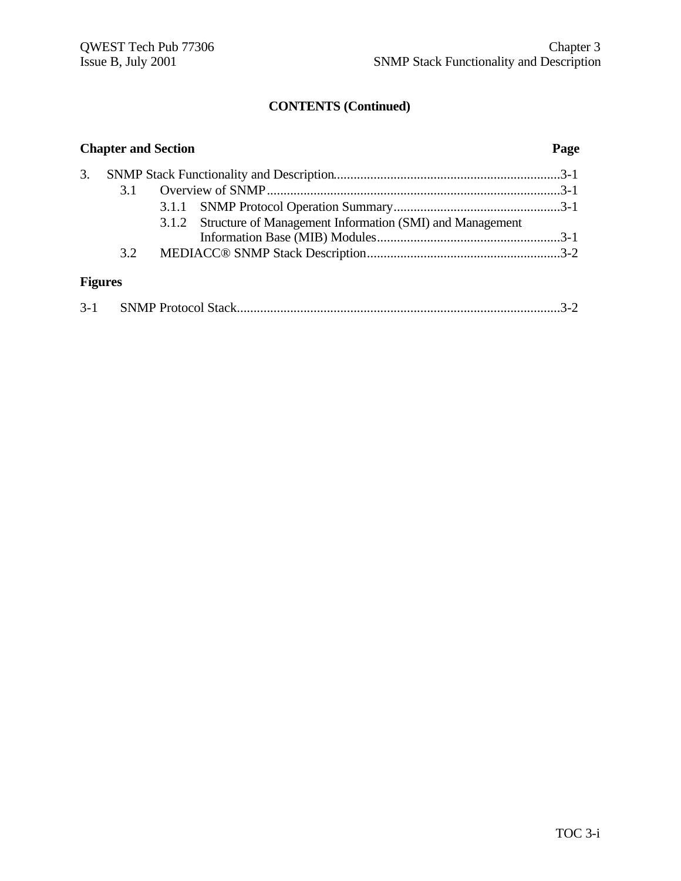## CONTENTS (Continued)

| Chapter and Section | Page |
|---|---|
| 3. SNMP Stack Functionality and Description | 3-1 |
| 3.1 Overview of SNMP | 3-1 |
| 3.1.1 SNMP Protocol Operation Summary | 3-1 |
| 3.1.2 Structure of Management Information (SMI) and Management Information Base (MIB) Modules | 3-1 |
| 3.2 MEDIACC® SNMP Stack Description | 3-2 |

**Figures**

| | |
|---|---|
| 3-1 SNMP Protocol Stack | 3-2 |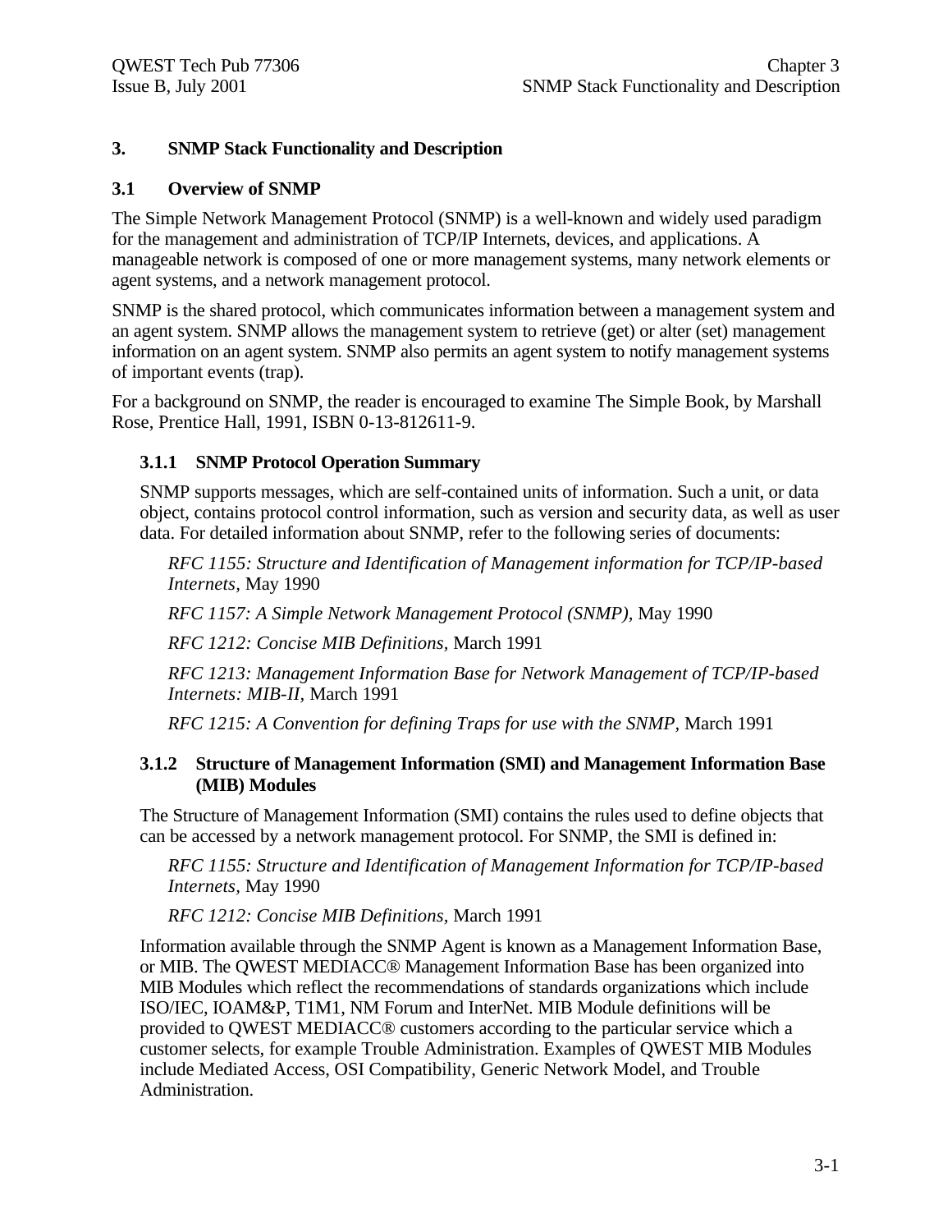# 3. SNMP Stack Functionality and Description

## 3.1 Overview of SNMP

The Simple Network Management Protocol (SNMP) is a well-known and widely used paradigm for the management and administration of TCP/IP Internets, devices, and applications. A manageable network is composed of one or more management systems, many network elements or agent systems, and a network management protocol.

SNMP is the shared protocol, which communicates information between a management system and an agent system. SNMP allows the management system to retrieve (get) or alter (set) management information on an agent system. SNMP also permits an agent system to notify management systems of important events (trap).

For a background on SNMP, the reader is encouraged to examine The Simple Book, by Marshall Rose, Prentice Hall, 1991, ISBN 0-13-812611-9.

### 3.1.1 SNMP Protocol Operation Summary

SNMP supports messages, which are self-contained units of information. Such a unit, or data object, contains protocol control information, such as version and security data, as well as user data. For detailed information about SNMP, refer to the following series of documents:

*RFC 1155: Structure and Identification of Management information for TCP/IP-based Internets*, May 1990

*RFC 1157: A Simple Network Management Protocol (SNMP)*, May 1990

*RFC 1212: Concise MIB Definitions*, March 1991

*RFC 1213: Management Information Base for Network Management of TCP/IP-based Internets: MIB-II*, March 1991

*RFC 1215: A Convention for defining Traps for use with the SNMP*, March 1991

### 3.1.2 Structure of Management Information (SMI) and Management Information Base (MIB) Modules

The Structure of Management Information (SMI) contains the rules used to define objects that can be accessed by a network management protocol. For SNMP, the SMI is defined in:

*RFC 1155: Structure and Identification of Management Information for TCP/IP-based Internets*, May 1990

*RFC 1212: Concise MIB Definitions*, March 1991

Information available through the SNMP Agent is known as a Management Information Base, or MIB. The QWEST MEDIACC® Management Information Base has been organized into MIB Modules which reflect the recommendations of standards organizations which include ISO/IEC, IOAM&P, T1M1, NM Forum and InterNet. MIB Module definitions will be provided to QWEST MEDIACC® customers according to the particular service which a customer selects, for example Trouble Administration. Examples of QWEST MIB Modules include Mediated Access, OSI Compatibility, Generic Network Model, and Trouble Administration.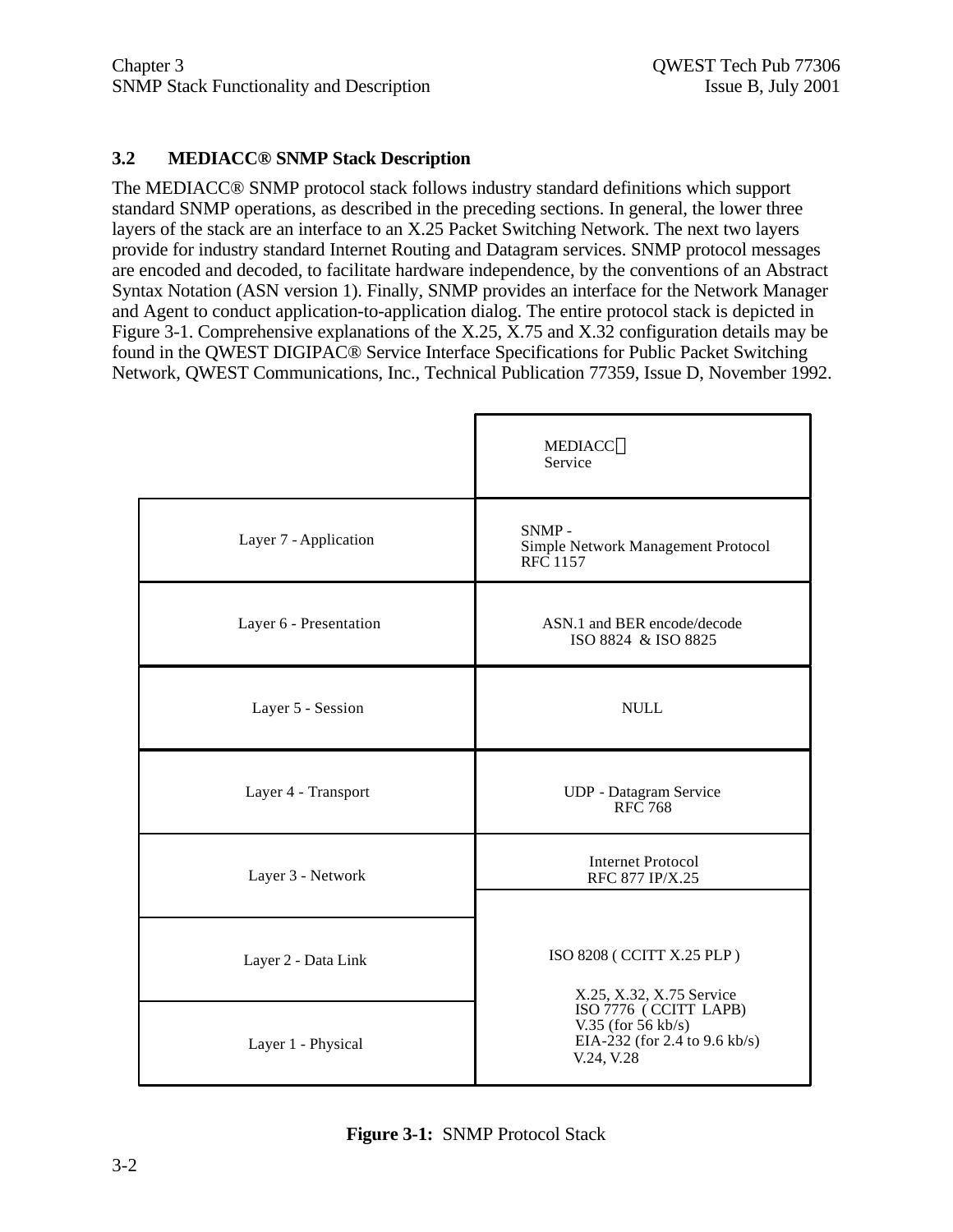## 3.2 MEDIACC® SNMP Stack Description

The MEDIACC® SNMP protocol stack follows industry standard definitions which support standard SNMP operations, as described in the preceding sections. In general, the lower three layers of the stack are an interface to an X.25 Packet Switching Network. The next two layers provide for industry standard Internet Routing and Datagram services. SNMP protocol messages are encoded and decoded, to facilitate hardware independence, by the conventions of an Abstract Syntax Notation (ASN version 1). Finally, SNMP provides an interface for the Network Manager and Agent to conduct application-to-application dialog. The entire protocol stack is depicted in Figure 3-1. Comprehensive explanations of the X.25, X.75 and X.32 configuration details may be found in the QWEST DIGIPAC® Service Interface Specifications for Public Packet Switching Network, QWEST Communications, Inc., Technical Publication 77359, Issue D, November 1992.

| | MEDIACC® Service |
|---|---|
| Layer 7 - Application | SNMP - Simple Network Management Protocol RFC 1157 |
| Layer 6 - Presentation | ASN.1 and BER encode/decode ISO 8824 & ISO 8825 |
| Layer 5 - Session | NULL |
| Layer 4 - Transport | UDP - Datagram Service RFC 768 |
| Layer 3 - Network | Internet Protocol RFC 877 IP/X.25 |
| | ISO 8208 ( CCITT X.25 PLP ) |
| Layer 2 - Data Link | X.25, X.32, X.75 Service ISO 7776 ( CCITT LAPB) |
| Layer 1 - Physical | V.35 (for 56 kb/s) EIA-232 (for 2.4 to 9.6 kb/s) V.24, V.28 |

**Figure 3-1:** SNMP Protocol Stack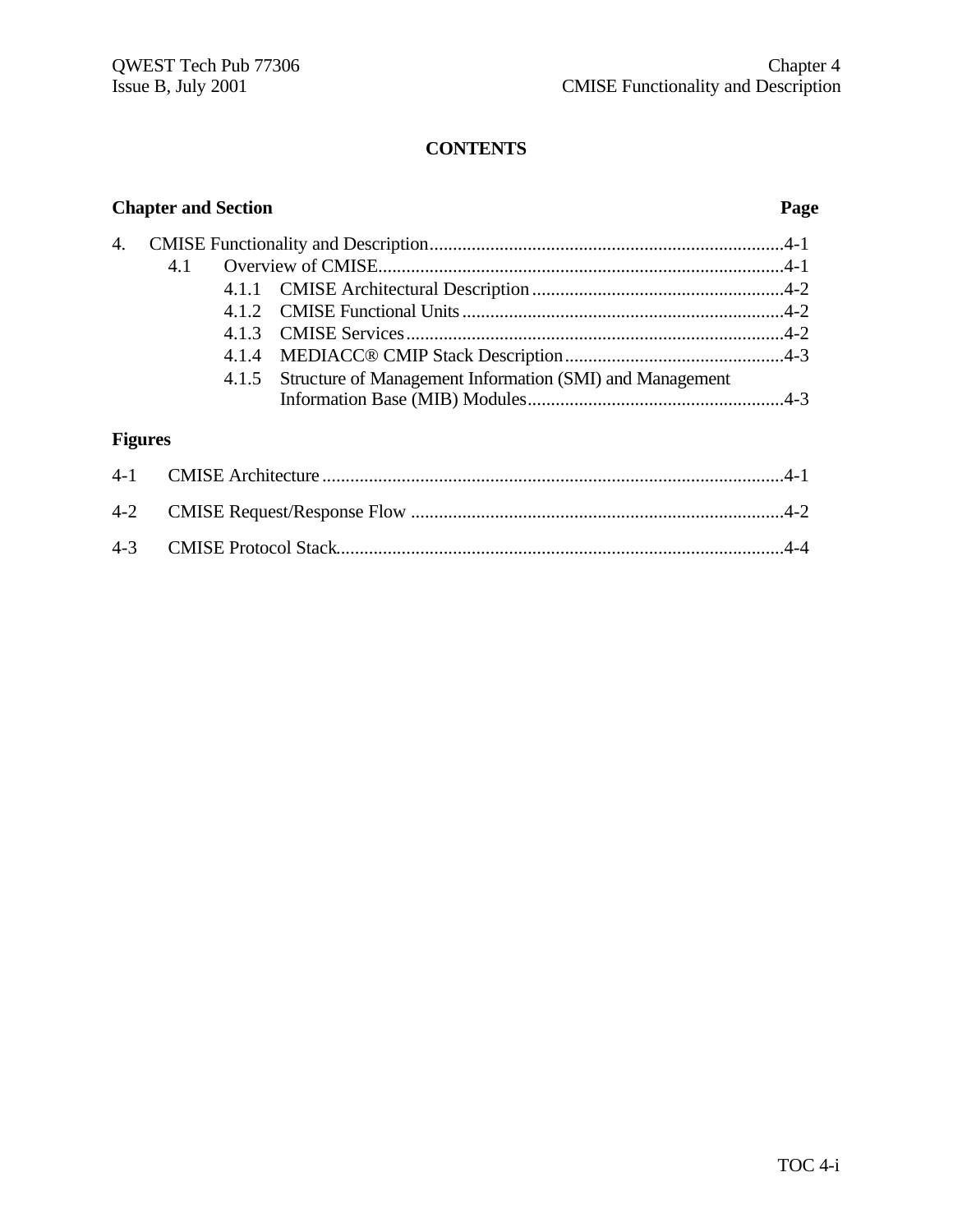## CONTENTS

**Chapter and Section** **Page**

4. CMISE Functionality and Description ..........................................................................4-1
   - 4.1 Overview of CMISE......................................................................................4-1
     - 4.1.1 CMISE Architectural Description ......................................................4-2
     - 4.1.2 CMISE Functional Units ....................................................................4-2
     - 4.1.3 CMISE Services ................................................................................4-2
     - 4.1.4 MEDIACC® CMIP Stack Description ...............................................4-3
     - 4.1.5 Structure of Management Information (SMI) and Management Information Base (MIB) Modules.......................................................4-3

**Figures**

4-1 CMISE Architecture ..................................................................................................4-1

4-2 CMISE Request/Response Flow ................................................................................4-2

4-3 CMISE Protocol Stack...............................................................................................4-4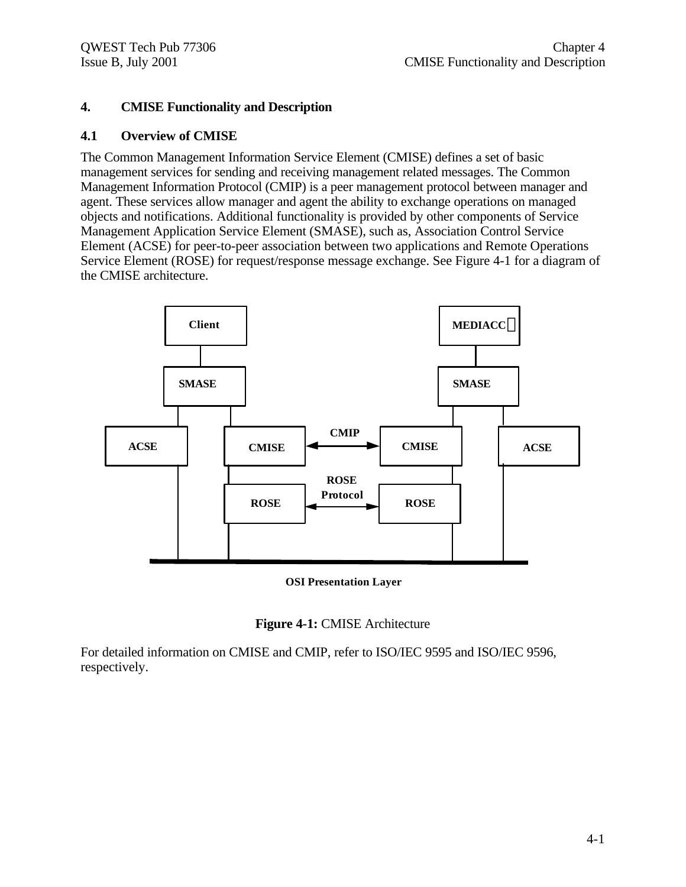# 4. CMISE Functionality and Description

## 4.1 Overview of CMISE

The Common Management Information Service Element (CMISE) defines a set of basic management services for sending and receiving management related messages. The Common Management Information Protocol (CMIP) is a peer management protocol between manager and agent. These services allow manager and agent the ability to exchange operations on managed objects and notifications. Additional functionality is provided by other components of Service Management Application Service Element (SMASE), such as, Association Control Service Element (ACSE) for peer-to-peer association between two applications and Remote Operations Service Element (ROSE) for request/response message exchange. See Figure 4-1 for a diagram of the CMISE architecture.

Client

MEDIACC

SMASE

SMASE

ACSE

CMISE

CMIP

CMISE

ACSE

ROSE

ROSE Protocol

ROSE

OSI Presentation Layer

**Figure 4-1:** CMISE Architecture

For detailed information on CMISE and CMIP, refer to ISO/IEC 9595 and ISO/IEC 9596, respectively.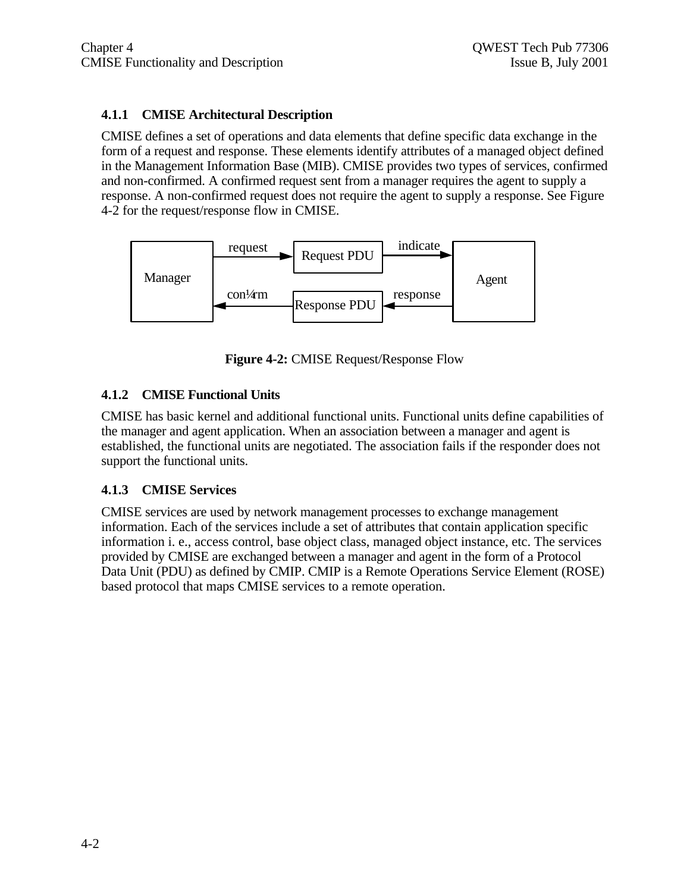### 4.1.1 CMISE Architectural Description

CMISE defines a set of operations and data elements that define specific data exchange in the form of a request and response. These elements identify attributes of a managed object defined in the Management Information Base (MIB). CMISE provides two types of services, confirmed and non-confirmed. A confirmed request sent from a manager requires the agent to supply a response. A non-confirmed request does not require the agent to supply a response. See Figure 4-2 for the request/response flow in CMISE.

**Figure 4-2:** CMISE Request/Response Flow

### 4.1.2 CMISE Functional Units

CMISE has basic kernel and additional functional units. Functional units define capabilities of the manager and agent application. When an association between a manager and agent is established, the functional units are negotiated. The association fails if the responder does not support the functional units.

### 4.1.3 CMISE Services

CMISE services are used by network management processes to exchange management information. Each of the services include a set of attributes that contain application specific information i. e., access control, base object class, managed object instance, etc. The services provided by CMISE are exchanged between a manager and agent in the form of a Protocol Data Unit (PDU) as defined by CMIP. CMIP is a Remote Operations Service Element (ROSE) based protocol that maps CMISE services to a remote operation.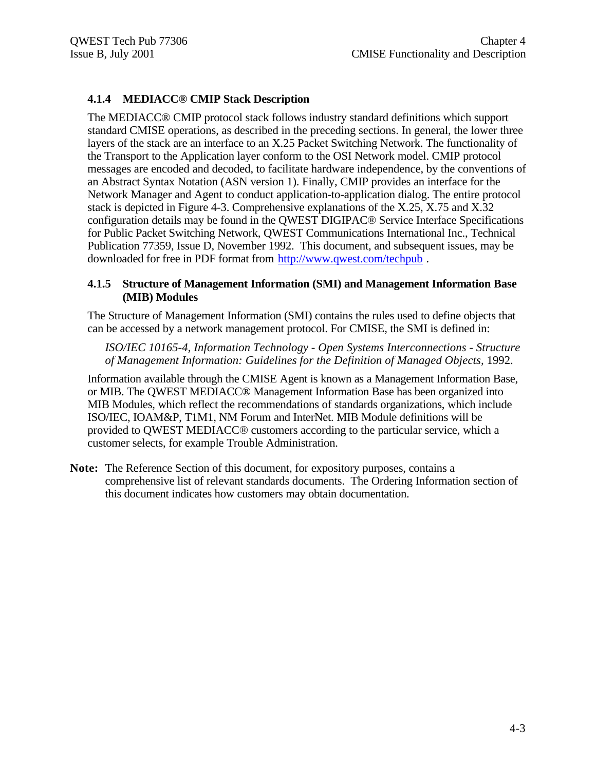### 4.1.4 MEDIACC® CMIP Stack Description

The MEDIACC® CMIP protocol stack follows industry standard definitions which support standard CMISE operations, as described in the preceding sections. In general, the lower three layers of the stack are an interface to an X.25 Packet Switching Network. The functionality of the Transport to the Application layer conform to the OSI Network model. CMIP protocol messages are encoded and decoded, to facilitate hardware independence, by the conventions of an Abstract Syntax Notation (ASN version 1). Finally, CMIP provides an interface for the Network Manager and Agent to conduct application-to-application dialog. The entire protocol stack is depicted in Figure 4-3. Comprehensive explanations of the X.25, X.75 and X.32 configuration details may be found in the QWEST DIGIPAC® Service Interface Specifications for Public Packet Switching Network, QWEST Communications International Inc., Technical Publication 77359, Issue D, November 1992. This document, and subsequent issues, may be downloaded for free in PDF format from http://www.qwest.com/techpub .

### 4.1.5 Structure of Management Information (SMI) and Management Information Base (MIB) Modules

The Structure of Management Information (SMI) contains the rules used to define objects that can be accessed by a network management protocol. For CMISE, the SMI is defined in:

*ISO/IEC 10165-4, Information Technology - Open Systems Interconnections - Structure of Management Information: Guidelines for the Definition of Managed Objects*, 1992.

Information available through the CMISE Agent is known as a Management Information Base, or MIB. The QWEST MEDIACC® Management Information Base has been organized into MIB Modules, which reflect the recommendations of standards organizations, which include ISO/IEC, IOAM&P, T1M1, NM Forum and InterNet. MIB Module definitions will be provided to QWEST MEDIACC® customers according to the particular service, which a customer selects, for example Trouble Administration.

**Note:** The Reference Section of this document, for expository purposes, contains a comprehensive list of relevant standards documents. The Ordering Information section of this document indicates how customers may obtain documentation.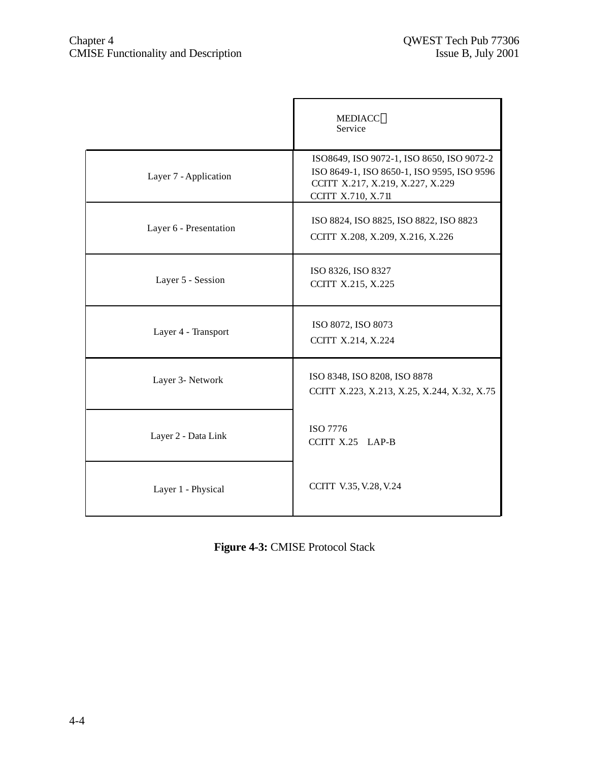| | MEDIACC Service |
|---|---|
| Layer 7 - Application | ISO8649, ISO 9072-1, ISO 8650, ISO 9072-2 ISO 8649-1, ISO 8650-1, ISO 9595, ISO 9596 CCITT X.217, X.219, X.227, X.229 CCITT X.710, X.711 |
| Layer 6 - Presentation | ISO 8824, ISO 8825, ISO 8822, ISO 8823 CCITT X.208, X.209, X.216, X.226 |
| Layer 5 - Session | ISO 8326, ISO 8327 CCITT X.215, X.225 |
| Layer 4 - Transport | ISO 8072, ISO 8073 CCITT X.214, X.224 |
| Layer 3- Network | ISO 8348, ISO 8208, ISO 8878 CCITT X.223, X.213, X.25, X.244, X.32, X.75 |
| Layer 2 - Data Link | ISO 7776 CCITT X.25 LAP-B |
| Layer 1 - Physical | CCITT V.35, V.28, V.24 |

**Figure 4-3:** CMISE Protocol Stack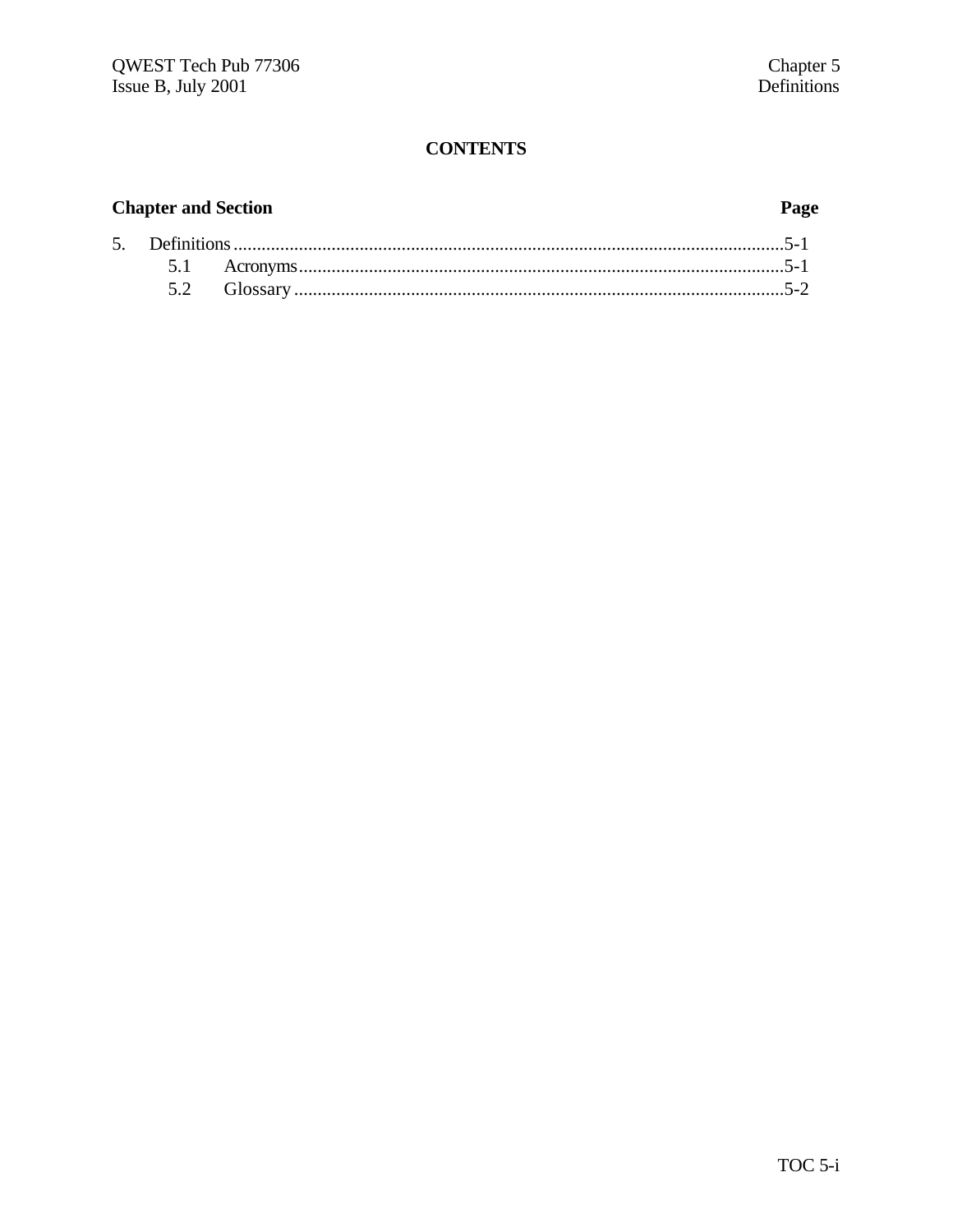# CONTENTS

| Chapter and Section | | Page |
|---|---|---|
| 5. | Definitions | 5-1 |
| 5.1 | Acronyms | 5-1 |
| 5.2 | Glossary | 5-2 |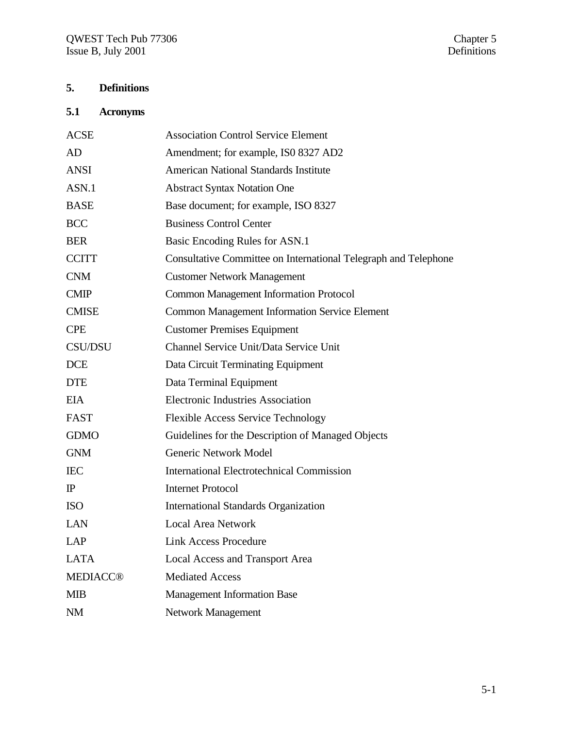# 5. Definitions

## 5.1 Acronyms

| | |
|---|---|
| ACSE | Association Control Service Element |
| AD | Amendment; for example, IS0 8327 AD2 |
| ANSI | American National Standards Institute |
| ASN.1 | Abstract Syntax Notation One |
| BASE | Base document; for example, ISO 8327 |
| BCC | Business Control Center |
| BER | Basic Encoding Rules for ASN.1 |
| CCITT | Consultative Committee on International Telegraph and Telephone |
| CNM | Customer Network Management |
| CMIP | Common Management Information Protocol |
| CMISE | Common Management Information Service Element |
| CPE | Customer Premises Equipment |
| CSU/DSU | Channel Service Unit/Data Service Unit |
| DCE | Data Circuit Terminating Equipment |
| DTE | Data Terminal Equipment |
| EIA | Electronic Industries Association |
| FAST | Flexible Access Service Technology |
| GDMO | Guidelines for the Description of Managed Objects |
| GNM | Generic Network Model |
| IEC | International Electrotechnical Commission |
| IP | Internet Protocol |
| ISO | International Standards Organization |
| LAN | Local Area Network |
| LAP | Link Access Procedure |
| LATA | Local Access and Transport Area |
| MEDIACC® | Mediated Access |
| MIB | Management Information Base |
| NM | Network Management |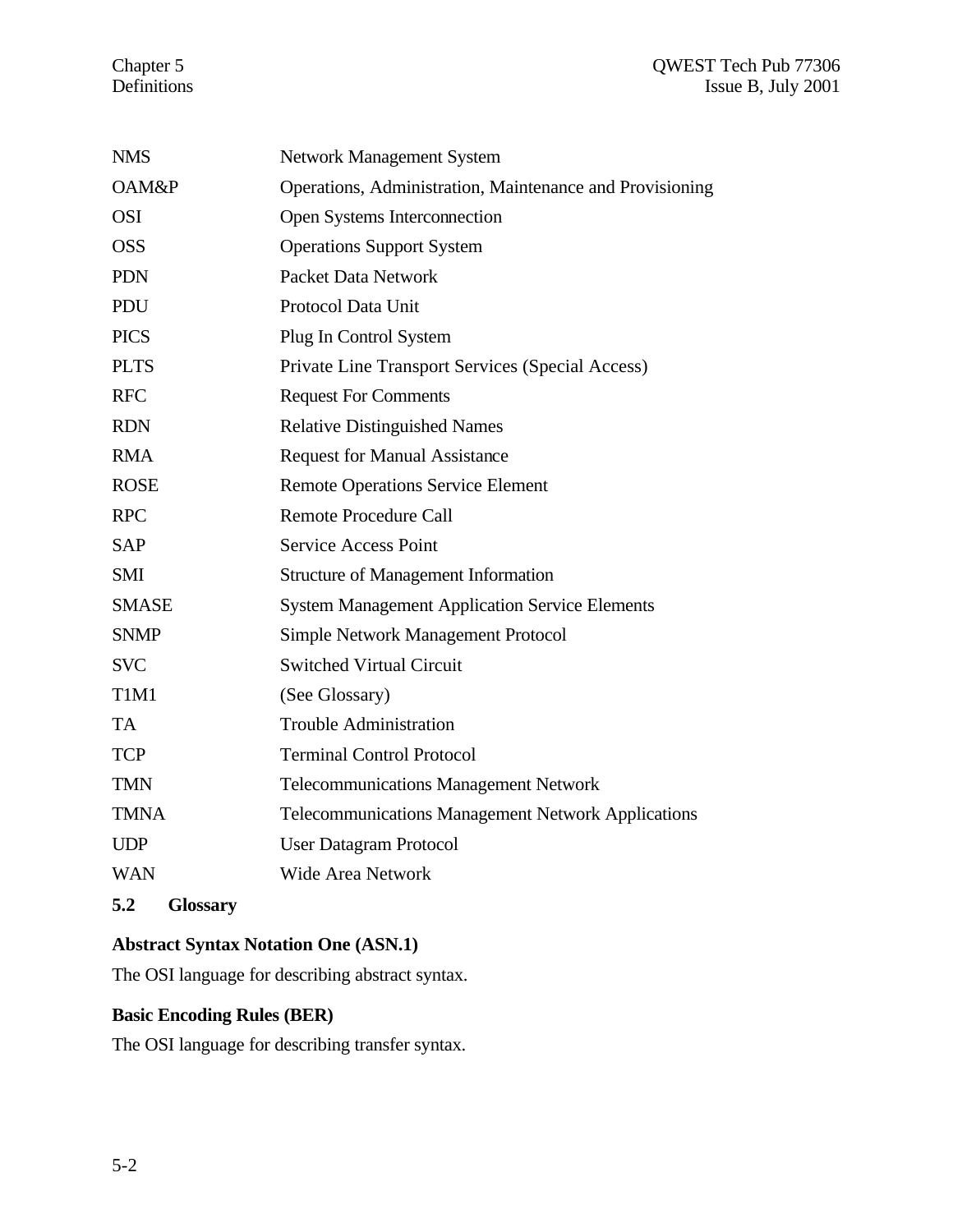| | |
|---|---|
| NMS | Network Management System |
| OAM&P | Operations, Administration, Maintenance and Provisioning |
| OSI | Open Systems Interconnection |
| OSS | Operations Support System |
| PDN | Packet Data Network |
| PDU | Protocol Data Unit |
| PICS | Plug In Control System |
| PLTS | Private Line Transport Services (Special Access) |
| RFC | Request For Comments |
| RDN | Relative Distinguished Names |
| RMA | Request for Manual Assistance |
| ROSE | Remote Operations Service Element |
| RPC | Remote Procedure Call |
| SAP | Service Access Point |
| SMI | Structure of Management Information |
| SMASE | System Management Application Service Elements |
| SNMP | Simple Network Management Protocol |
| SVC | Switched Virtual Circuit |
| T1M1 | (See Glossary) |
| TA | Trouble Administration |
| TCP | Terminal Control Protocol |
| TMN | Telecommunications Management Network |
| TMNA | Telecommunications Management Network Applications |
| UDP | User Datagram Protocol |
| WAN | Wide Area Network |

## 5.2 Glossary

**Abstract Syntax Notation One (ASN.1)**

The OSI language for describing abstract syntax.

**Basic Encoding Rules (BER)**

The OSI language for describing transfer syntax.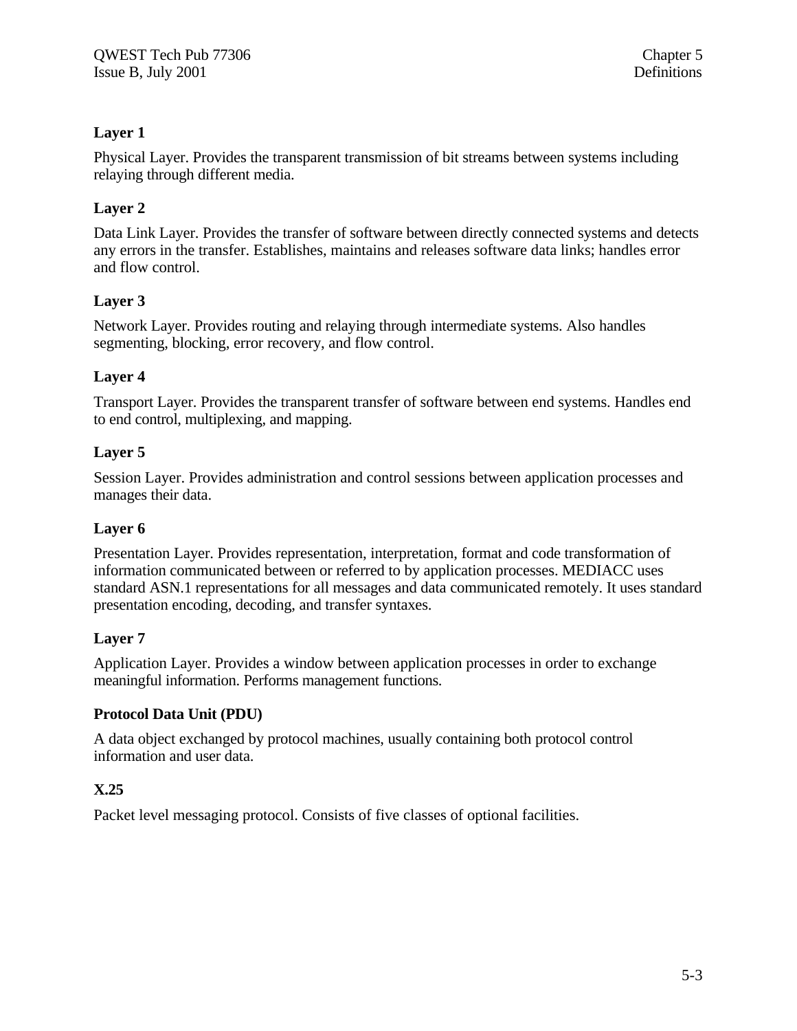### Layer 1

Physical Layer. Provides the transparent transmission of bit streams between systems including relaying through different media.

### Layer 2

Data Link Layer. Provides the transfer of software between directly connected systems and detects any errors in the transfer. Establishes, maintains and releases software data links; handles error and flow control.

### Layer 3

Network Layer. Provides routing and relaying through intermediate systems. Also handles segmenting, blocking, error recovery, and flow control.

### Layer 4

Transport Layer. Provides the transparent transfer of software between end systems. Handles end to end control, multiplexing, and mapping.

### Layer 5

Session Layer. Provides administration and control sessions between application processes and manages their data.

### Layer 6

Presentation Layer. Provides representation, interpretation, format and code transformation of information communicated between or referred to by application processes. MEDIACC uses standard ASN.1 representations for all messages and data communicated remotely. It uses standard presentation encoding, decoding, and transfer syntaxes.

### Layer 7

Application Layer. Provides a window between application processes in order to exchange meaningful information. Performs management functions.

### Protocol Data Unit (PDU)

A data object exchanged by protocol machines, usually containing both protocol control information and user data.

### X.25

Packet level messaging protocol. Consists of five classes of optional facilities.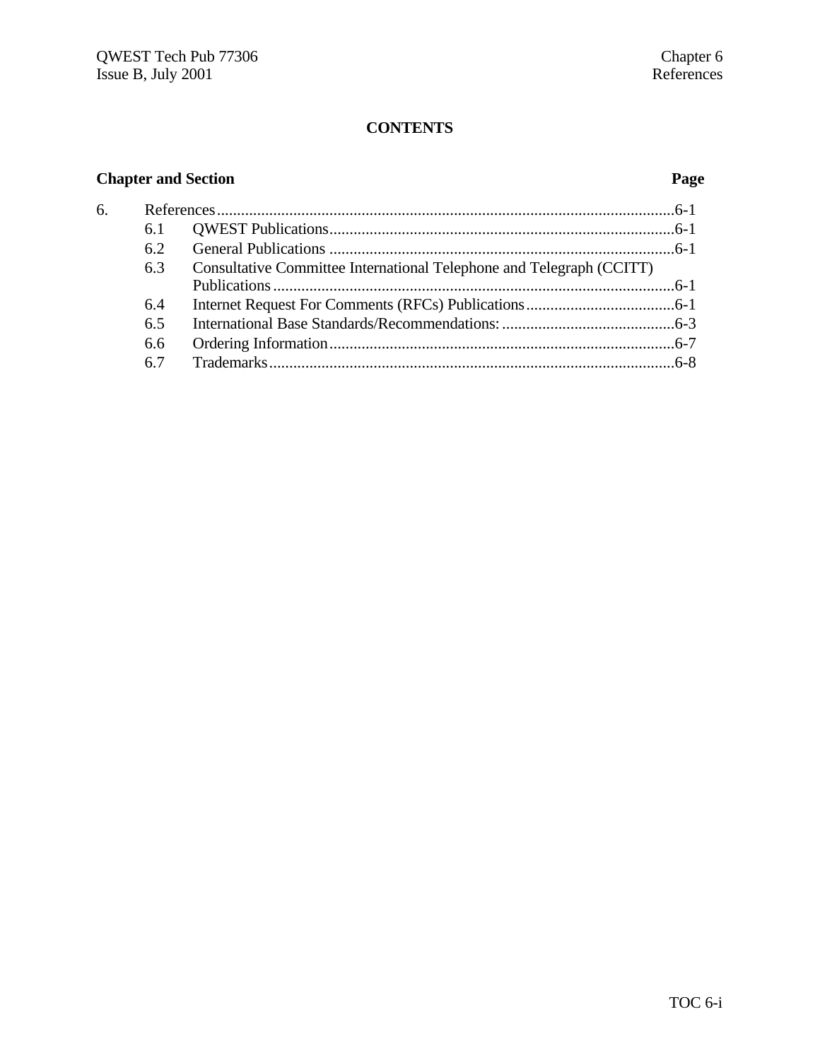# CONTENTS

**Chapter and Section** **Page**

6. References.................................................................................................................6-1
   - 6.1 QWEST Publications.....................................................................................6-1
   - 6.2 General Publications .....................................................................................6-1
   - 6.3 Consultative Committee International Telephone and Telegraph (CCITT) Publications...................................................................................................6-1
   - 6.4 Internet Request For Comments (RFCs) Publications.....................................6-1
   - 6.5 International Base Standards/Recommendations:...........................................6-3
   - 6.6 Ordering Information.....................................................................................6-7
   - 6.7 Trademarks....................................................................................................6-8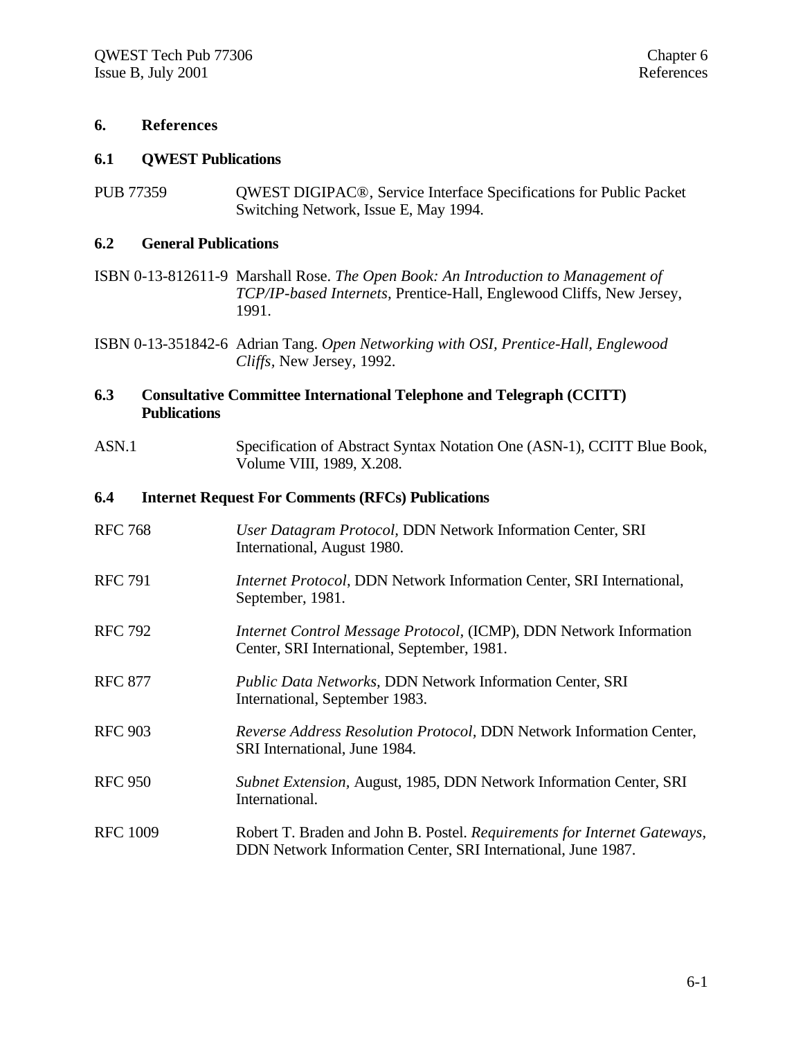# 6. References

## 6.1 QWEST Publications

PUB 77359 QWEST DIGIPAC®, Service Interface Specifications for Public Packet Switching Network, Issue E, May 1994.

## 6.2 General Publications

ISBN 0-13-812611-9 Marshall Rose. *The Open Book: An Introduction to Management of TCP/IP-based Internets,* Prentice-Hall, Englewood Cliffs, New Jersey, 1991.

ISBN 0-13-351842-6 Adrian Tang. *Open Networking with OSI, Prentice-Hall, Englewood Cliffs,* New Jersey, 1992.

## 6.3 Consultative Committee International Telephone and Telegraph (CCITT) Publications

ASN.1 Specification of Abstract Syntax Notation One (ASN-1), CCITT Blue Book, Volume VIII, 1989, X.208.

## 6.4 Internet Request For Comments (RFCs) Publications

RFC 768 *User Datagram Protocol,* DDN Network Information Center, SRI International, August 1980.

RFC 791 *Internet Protocol,* DDN Network Information Center, SRI International, September, 1981.

RFC 792 *Internet Control Message Protocol,* (ICMP), DDN Network Information Center, SRI International, September, 1981.

RFC 877 *Public Data Networks,* DDN Network Information Center, SRI International, September 1983.

RFC 903 *Reverse Address Resolution Protocol,* DDN Network Information Center, SRI International, June 1984.

RFC 950 *Subnet Extension,* August, 1985, DDN Network Information Center, SRI International.

RFC 1009 Robert T. Braden and John B. Postel. *Requirements for Internet Gateways,* DDN Network Information Center, SRI International, June 1987.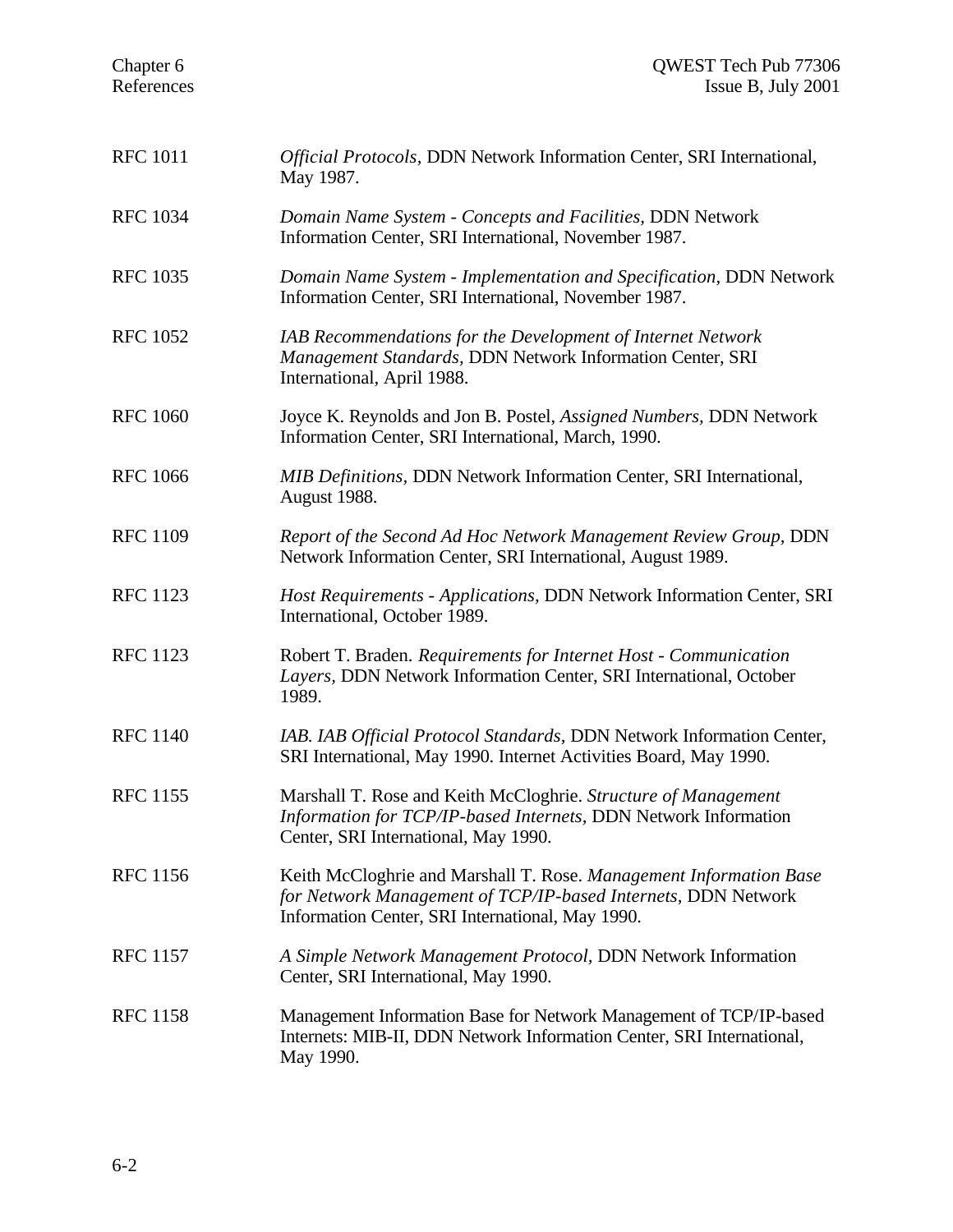| | |
|---|---|
| RFC 1011 | *Official Protocols,* DDN Network Information Center, SRI International, May 1987. |
| RFC 1034 | *Domain Name System - Concepts and Facilities,* DDN Network Information Center, SRI International, November 1987. |
| RFC 1035 | *Domain Name System - Implementation and Specification,* DDN Network Information Center, SRI International, November 1987. |
| RFC 1052 | *IAB Recommendations for the Development of Internet Network Management Standards,* DDN Network Information Center, SRI International, April 1988. |
| RFC 1060 | Joyce K. Reynolds and Jon B. Postel, *Assigned Numbers,* DDN Network Information Center, SRI International, March, 1990. |
| RFC 1066 | *MIB Definitions,* DDN Network Information Center, SRI International, August 1988. |
| RFC 1109 | *Report of the Second Ad Hoc Network Management Review Group,* DDN Network Information Center, SRI International, August 1989. |
| RFC 1123 | *Host Requirements - Applications,* DDN Network Information Center, SRI International, October 1989. |
| RFC 1123 | Robert T. Braden. *Requirements for Internet Host - Communication Layers,* DDN Network Information Center, SRI International, October 1989. |
| RFC 1140 | *IAB. IAB Official Protocol Standards,* DDN Network Information Center, SRI International, May 1990. Internet Activities Board, May 1990. |
| RFC 1155 | Marshall T. Rose and Keith McCloghrie. *Structure of Management Information for TCP/IP-based Internets,* DDN Network Information Center, SRI International, May 1990. |
| RFC 1156 | Keith McCloghrie and Marshall T. Rose. *Management Information Base for Network Management of TCP/IP-based Internets,* DDN Network Information Center, SRI International, May 1990. |
| RFC 1157 | *A Simple Network Management Protocol,* DDN Network Information Center, SRI International, May 1990. |
| RFC 1158 | Management Information Base for Network Management of TCP/IP-based Internets: MIB-II, DDN Network Information Center, SRI International, May 1990. |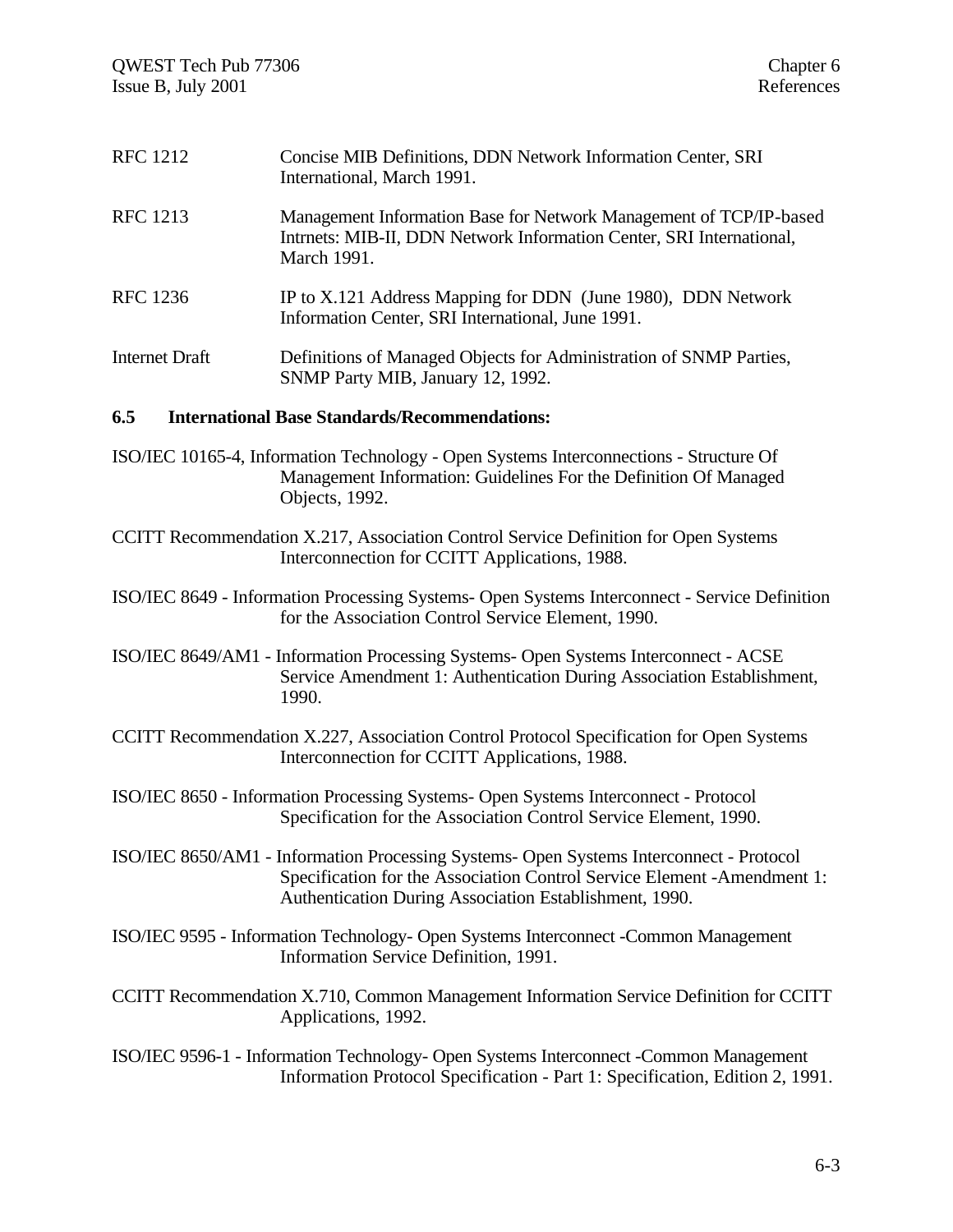| | |
|---|---|
| RFC 1212 | Concise MIB Definitions, DDN Network Information Center, SRI International, March 1991. |
| RFC 1213 | Management Information Base for Network Management of TCP/IP-based Intrnets: MIB-II, DDN Network Information Center, SRI International, March 1991. |
| RFC 1236 | IP to X.121 Address Mapping for DDN (June 1980), DDN Network Information Center, SRI International, June 1991. |
| Internet Draft | Definitions of Managed Objects for Administration of SNMP Parties, SNMP Party MIB, January 12, 1992. |

### 6.5 International Base Standards/Recommendations:

ISO/IEC 10165-4, Information Technology - Open Systems Interconnections - Structure Of Management Information: Guidelines For the Definition Of Managed Objects, 1992.

CCITT Recommendation X.217, Association Control Service Definition for Open Systems Interconnection for CCITT Applications, 1988.

ISO/IEC 8649 - Information Processing Systems- Open Systems Interconnect - Service Definition for the Association Control Service Element, 1990.

ISO/IEC 8649/AM1 - Information Processing Systems- Open Systems Interconnect - ACSE Service Amendment 1: Authentication During Association Establishment, 1990.

CCITT Recommendation X.227, Association Control Protocol Specification for Open Systems Interconnection for CCITT Applications, 1988.

ISO/IEC 8650 - Information Processing Systems- Open Systems Interconnect - Protocol Specification for the Association Control Service Element, 1990.

ISO/IEC 8650/AM1 - Information Processing Systems- Open Systems Interconnect - Protocol Specification for the Association Control Service Element -Amendment 1: Authentication During Association Establishment, 1990.

ISO/IEC 9595 - Information Technology- Open Systems Interconnect -Common Management Information Service Definition, 1991.

CCITT Recommendation X.710, Common Management Information Service Definition for CCITT Applications, 1992.

ISO/IEC 9596-1 - Information Technology- Open Systems Interconnect -Common Management Information Protocol Specification - Part 1: Specification, Edition 2, 1991.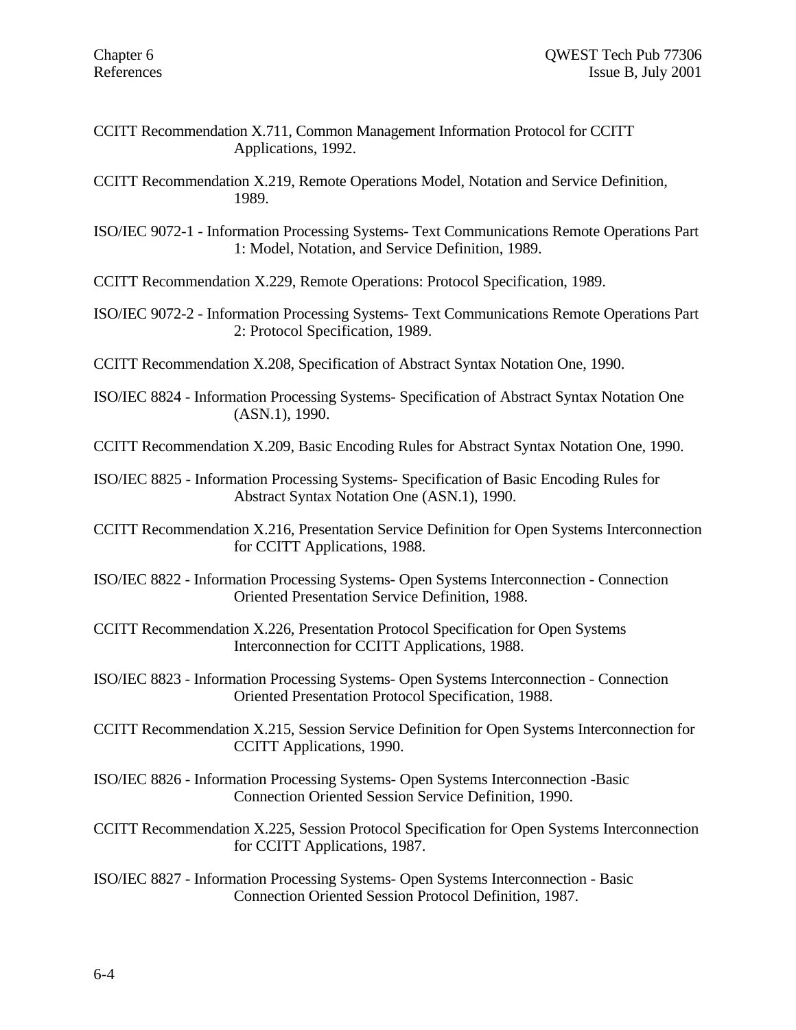CCITT Recommendation X.711, Common Management Information Protocol for CCITT Applications, 1992.

CCITT Recommendation X.219, Remote Operations Model, Notation and Service Definition, 1989.

ISO/IEC 9072-1 - Information Processing Systems- Text Communications Remote Operations Part 1: Model, Notation, and Service Definition, 1989.

CCITT Recommendation X.229, Remote Operations: Protocol Specification, 1989.

ISO/IEC 9072-2 - Information Processing Systems- Text Communications Remote Operations Part 2: Protocol Specification, 1989.

CCITT Recommendation X.208, Specification of Abstract Syntax Notation One, 1990.

ISO/IEC 8824 - Information Processing Systems- Specification of Abstract Syntax Notation One (ASN.1), 1990.

CCITT Recommendation X.209, Basic Encoding Rules for Abstract Syntax Notation One, 1990.

ISO/IEC 8825 - Information Processing Systems- Specification of Basic Encoding Rules for Abstract Syntax Notation One (ASN.1), 1990.

CCITT Recommendation X.216, Presentation Service Definition for Open Systems Interconnection for CCITT Applications, 1988.

ISO/IEC 8822 - Information Processing Systems- Open Systems Interconnection - Connection Oriented Presentation Service Definition, 1988.

CCITT Recommendation X.226, Presentation Protocol Specification for Open Systems Interconnection for CCITT Applications, 1988.

ISO/IEC 8823 - Information Processing Systems- Open Systems Interconnection - Connection Oriented Presentation Protocol Specification, 1988.

CCITT Recommendation X.215, Session Service Definition for Open Systems Interconnection for CCITT Applications, 1990.

ISO/IEC 8826 - Information Processing Systems- Open Systems Interconnection -Basic Connection Oriented Session Service Definition, 1990.

CCITT Recommendation X.225, Session Protocol Specification for Open Systems Interconnection for CCITT Applications, 1987.

ISO/IEC 8827 - Information Processing Systems- Open Systems Interconnection - Basic Connection Oriented Session Protocol Definition, 1987.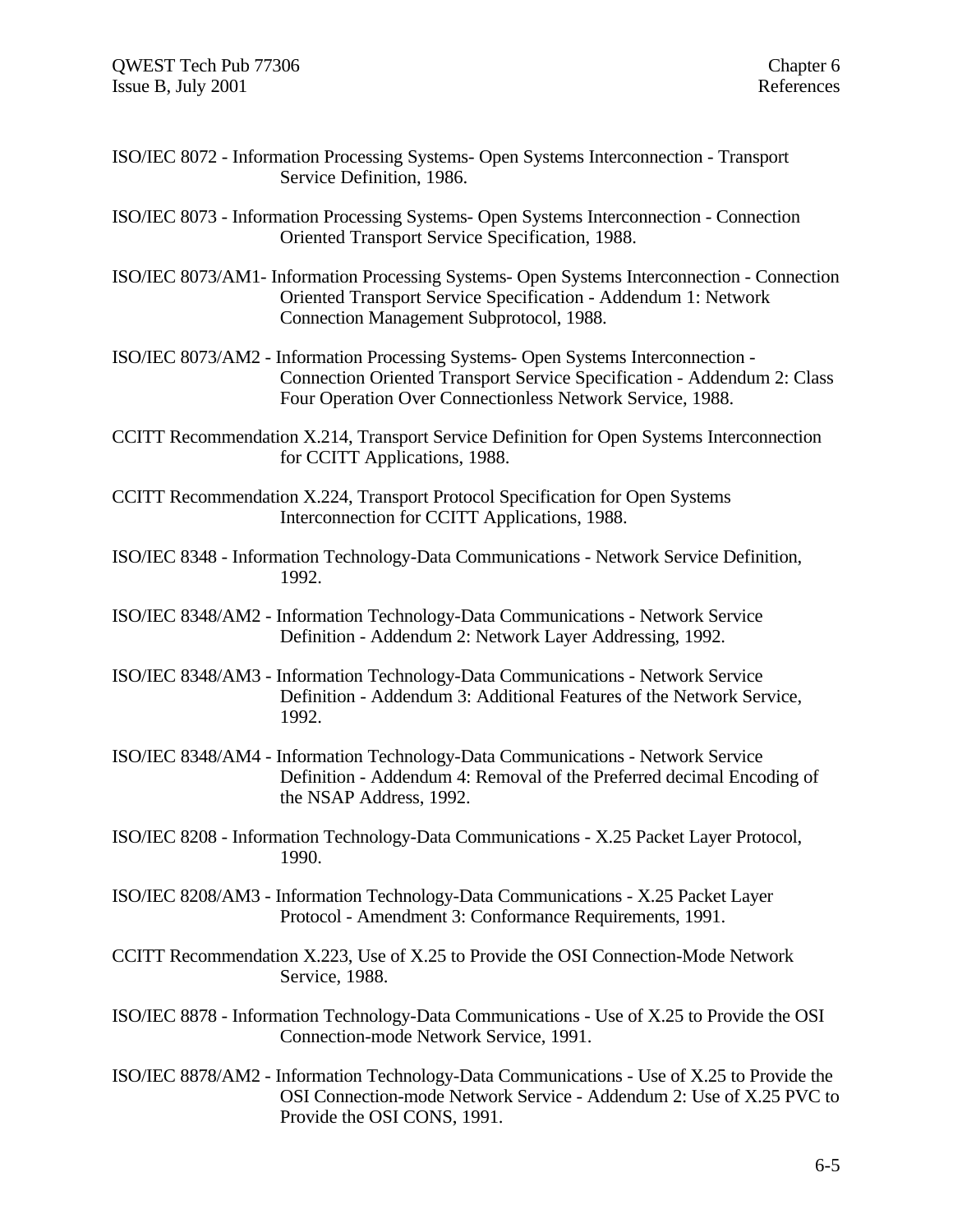ISO/IEC 8072 - Information Processing Systems- Open Systems Interconnection - Transport Service Definition, 1986.

ISO/IEC 8073 - Information Processing Systems- Open Systems Interconnection - Connection Oriented Transport Service Specification, 1988.

ISO/IEC 8073/AM1- Information Processing Systems- Open Systems Interconnection - Connection Oriented Transport Service Specification - Addendum 1: Network Connection Management Subprotocol, 1988.

ISO/IEC 8073/AM2 - Information Processing Systems- Open Systems Interconnection - Connection Oriented Transport Service Specification - Addendum 2: Class Four Operation Over Connectionless Network Service, 1988.

CCITT Recommendation X.214, Transport Service Definition for Open Systems Interconnection for CCITT Applications, 1988.

CCITT Recommendation X.224, Transport Protocol Specification for Open Systems Interconnection for CCITT Applications, 1988.

ISO/IEC 8348 - Information Technology-Data Communications - Network Service Definition, 1992.

ISO/IEC 8348/AM2 - Information Technology-Data Communications - Network Service Definition - Addendum 2: Network Layer Addressing, 1992.

ISO/IEC 8348/AM3 - Information Technology-Data Communications - Network Service Definition - Addendum 3: Additional Features of the Network Service, 1992.

ISO/IEC 8348/AM4 - Information Technology-Data Communications - Network Service Definition - Addendum 4: Removal of the Preferred decimal Encoding of the NSAP Address, 1992.

ISO/IEC 8208 - Information Technology-Data Communications - X.25 Packet Layer Protocol, 1990.

ISO/IEC 8208/AM3 - Information Technology-Data Communications - X.25 Packet Layer Protocol - Amendment 3: Conformance Requirements, 1991.

CCITT Recommendation X.223, Use of X.25 to Provide the OSI Connection-Mode Network Service, 1988.

ISO/IEC 8878 - Information Technology-Data Communications - Use of X.25 to Provide the OSI Connection-mode Network Service, 1991.

ISO/IEC 8878/AM2 - Information Technology-Data Communications - Use of X.25 to Provide the OSI Connection-mode Network Service - Addendum 2: Use of X.25 PVC to Provide the OSI CONS, 1991.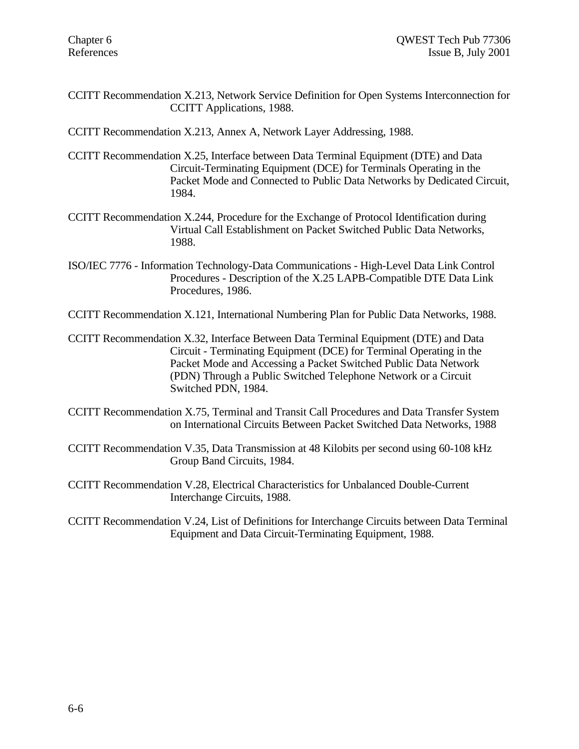CCITT Recommendation X.213, Network Service Definition for Open Systems Interconnection for CCITT Applications, 1988.

CCITT Recommendation X.213, Annex A, Network Layer Addressing, 1988.

CCITT Recommendation X.25, Interface between Data Terminal Equipment (DTE) and Data Circuit-Terminating Equipment (DCE) for Terminals Operating in the Packet Mode and Connected to Public Data Networks by Dedicated Circuit, 1984.

CCITT Recommendation X.244, Procedure for the Exchange of Protocol Identification during Virtual Call Establishment on Packet Switched Public Data Networks, 1988.

ISO/IEC 7776 - Information Technology-Data Communications - High-Level Data Link Control Procedures - Description of the X.25 LAPB-Compatible DTE Data Link Procedures, 1986.

CCITT Recommendation X.121, International Numbering Plan for Public Data Networks, 1988.

CCITT Recommendation X.32, Interface Between Data Terminal Equipment (DTE) and Data Circuit - Terminating Equipment (DCE) for Terminal Operating in the Packet Mode and Accessing a Packet Switched Public Data Network (PDN) Through a Public Switched Telephone Network or a Circuit Switched PDN, 1984.

CCITT Recommendation X.75, Terminal and Transit Call Procedures and Data Transfer System on International Circuits Between Packet Switched Data Networks, 1988

CCITT Recommendation V.35, Data Transmission at 48 Kilobits per second using 60-108 kHz Group Band Circuits, 1984.

CCITT Recommendation V.28, Electrical Characteristics for Unbalanced Double-Current Interchange Circuits, 1988.

CCITT Recommendation V.24, List of Definitions for Interchange Circuits between Data Terminal Equipment and Data Circuit-Terminating Equipment, 1988.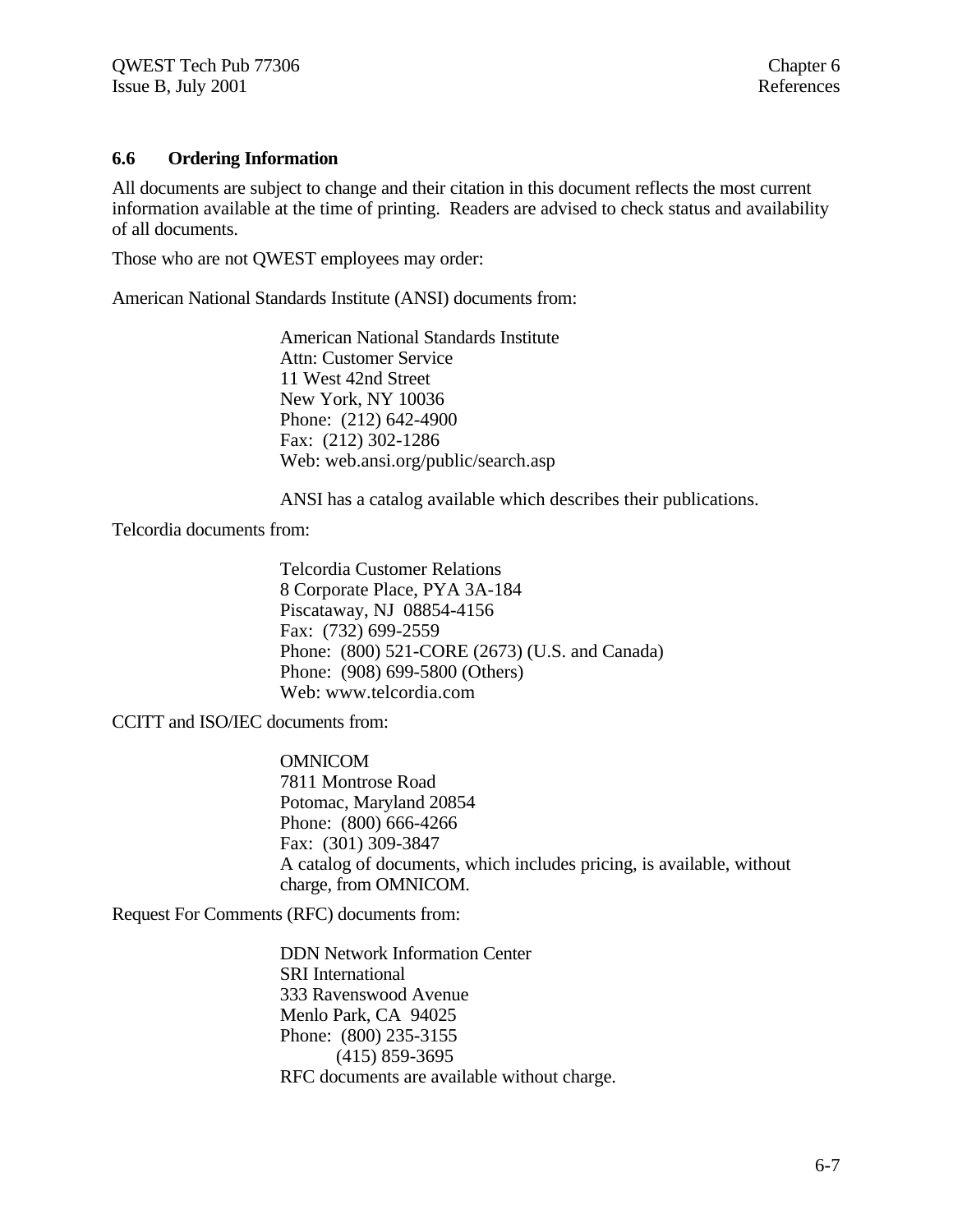## 6.6 Ordering Information

All documents are subject to change and their citation in this document reflects the most current information available at the time of printing. Readers are advised to check status and availability of all documents.

Those who are not QWEST employees may order:

American National Standards Institute (ANSI) documents from:

> American National Standards Institute
> Attn: Customer Service
> 11 West 42nd Street
> New York, NY 10036
> Phone: (212) 642-4900
> Fax: (212) 302-1286
> Web: web.ansi.org/public/search.asp
>
> ANSI has a catalog available which describes their publications.

Telcordia documents from:

> Telcordia Customer Relations
> 8 Corporate Place, PYA 3A-184
> Piscataway, NJ 08854-4156
> Fax: (732) 699-2559
> Phone: (800) 521-CORE (2673) (U.S. and Canada)
> Phone: (908) 699-5800 (Others)
> Web: www.telcordia.com

CCITT and ISO/IEC documents from:

> OMNICOM
> 7811 Montrose Road
> Potomac, Maryland 20854
> Phone: (800) 666-4266
> Fax: (301) 309-3847
> A catalog of documents, which includes pricing, is available, without charge, from OMNICOM.

Request For Comments (RFC) documents from:

> DDN Network Information Center
> SRI International
> 333 Ravenswood Avenue
> Menlo Park, CA 94025
> Phone: (800) 235-3155
> (415) 859-3695
> RFC documents are available without charge.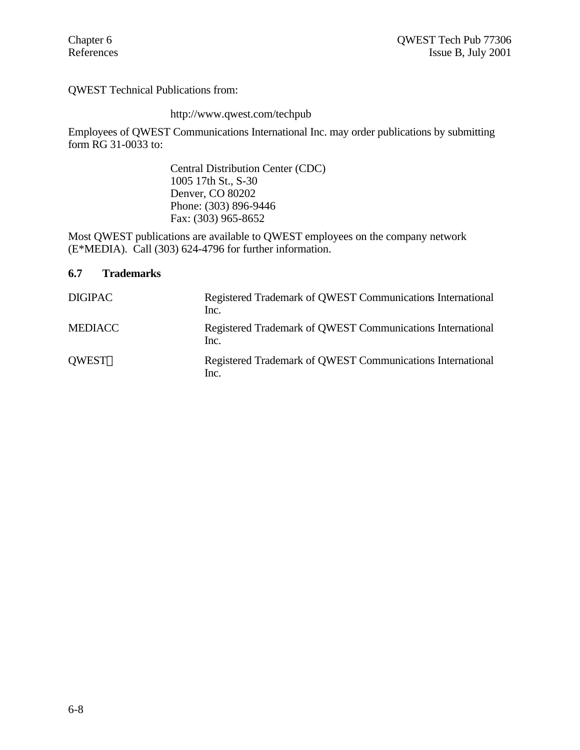QWEST Technical Publications from:

http://www.qwest.com/techpub

Employees of QWEST Communications International Inc. may order publications by submitting form RG 31-0033 to:

Central Distribution Center (CDC)
1005 17th St., S-30
Denver, CO 80202
Phone: (303) 896-9446
Fax: (303) 965-8652

Most QWEST publications are available to QWEST employees on the company network (E*MEDIA). Call (303) 624-4796 for further information.

## 6.7 Trademarks

| | |
|---|---|
| DIGIPAC | Registered Trademark of QWEST Communications International Inc. |
| MEDIACC | Registered Trademark of QWEST Communications International Inc. |
| QWEST | Registered Trademark of QWEST Communications International Inc. |